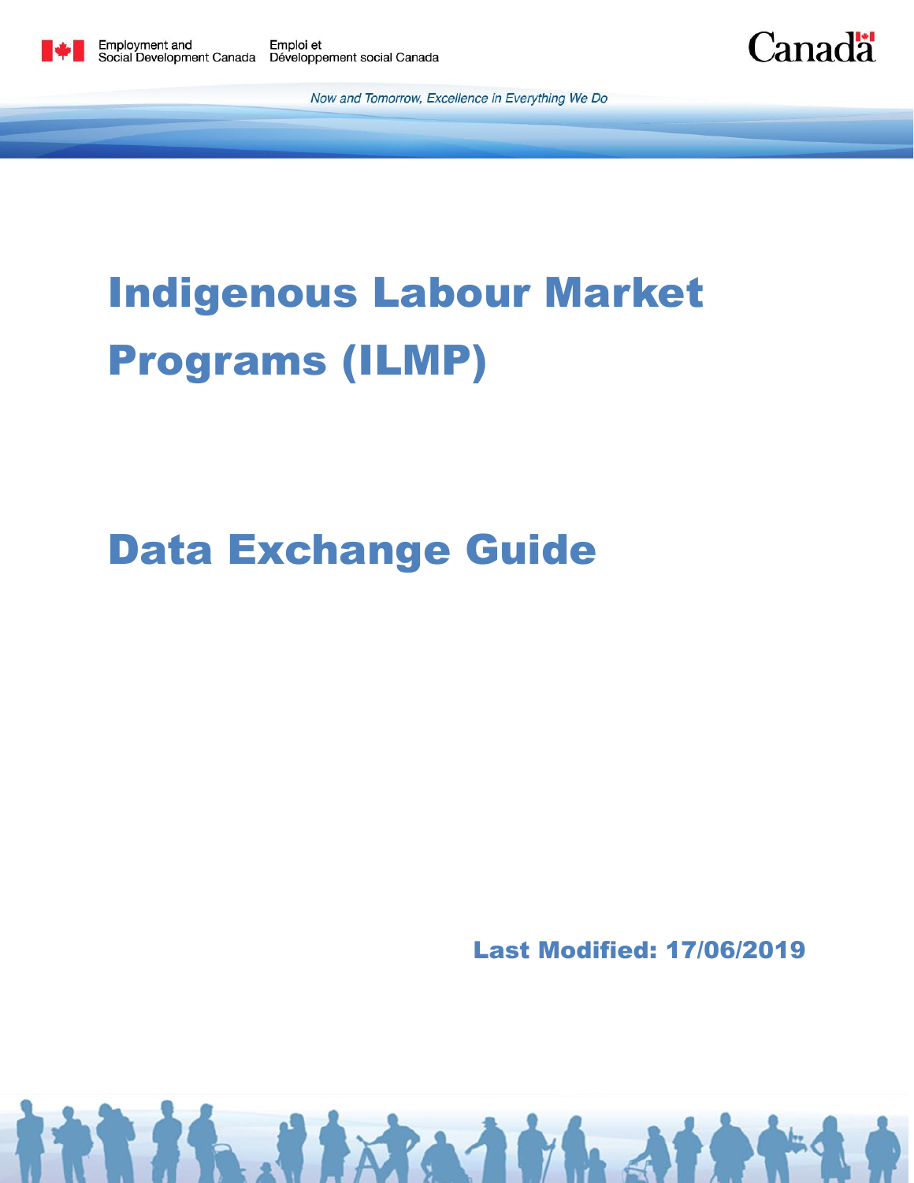Employment and Social Development Canada | Emploi et Développement social Canada

Canada

*Now and Tomorrow, Excellence in Everything We Do*

# Indigenous Labour Market Programs (ILMP)

# Data Exchange Guide

**Last Modified: 17/06/2019**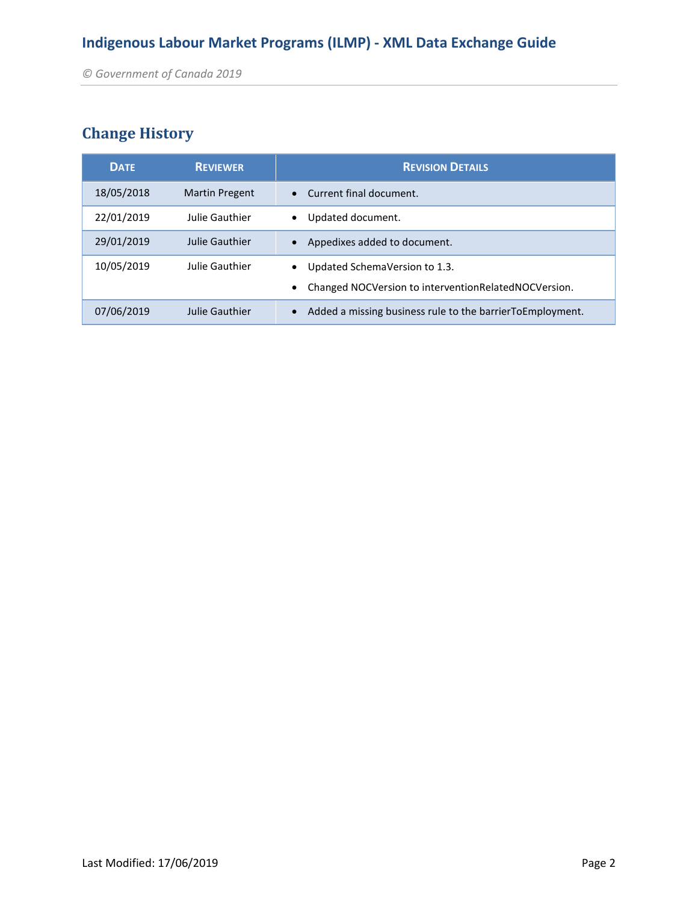## Change History

| Date | Reviewer | Revision Details |
|---|---|---|
| 18/05/2018 | Martin Pregent | • Current final document. |
| 22/01/2019 | Julie Gauthier | • Updated document. |
| 29/01/2019 | Julie Gauthier | • Appedixes added to document. |
| 10/05/2019 | Julie Gauthier | • Updated SchemaVersion to 1.3.<br>• Changed NOCVersion to interventionRelatedNOCVersion. |
| 07/06/2019 | Julie Gauthier | • Added a missing business rule to the barrierToEmployment. |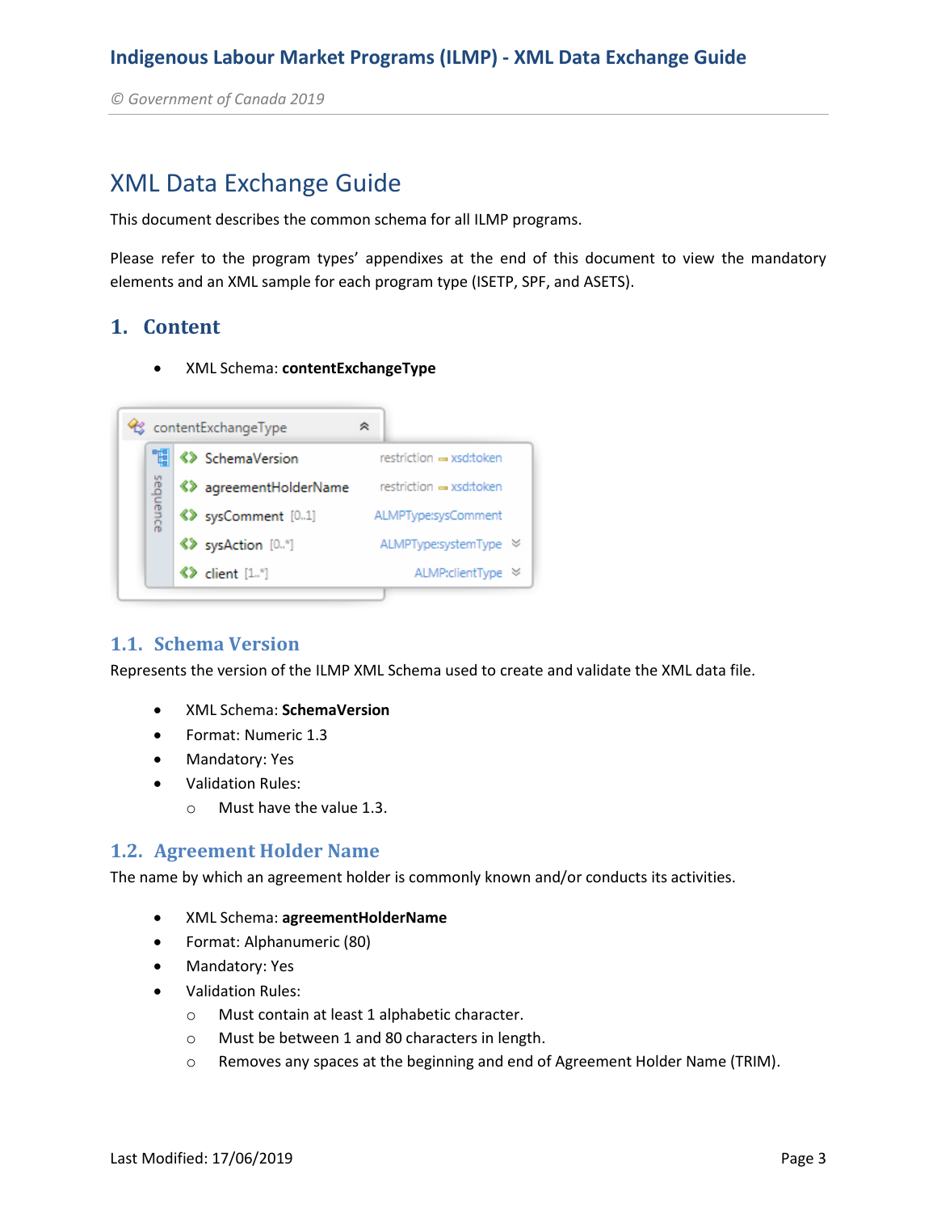# XML Data Exchange Guide

This document describes the common schema for all ILMP programs.

Please refer to the program types' appendixes at the end of this document to view the mandatory elements and an XML sample for each program type (ISETP, SPF, and ASETS).

## 1. Content

- XML Schema: **contentExchangeType**

contentExchangeType (sequence)

| Element | Type |
| --- | --- |
| SchemaVersion | restriction xsd:token |
| agreementHolderName | restriction xsd:token |
| sysComment [0..1] | ALMPType:sysComment |
| sysAction [0..*] | ALMPType:systemType |
| client [1..*] | ALMP:clientType |

### 1.1. Schema Version

Represents the version of the ILMP XML Schema used to create and validate the XML data file.

- XML Schema: **SchemaVersion**
- Format: Numeric 1.3
- Mandatory: Yes
- Validation Rules:
  - Must have the value 1.3.

### 1.2. Agreement Holder Name

The name by which an agreement holder is commonly known and/or conducts its activities.

- XML Schema: **agreementHolderName**
- Format: Alphanumeric (80)
- Mandatory: Yes
- Validation Rules:
  - Must contain at least 1 alphabetic character.
  - Must be between 1 and 80 characters in length.
  - Removes any spaces at the beginning and end of Agreement Holder Name (TRIM).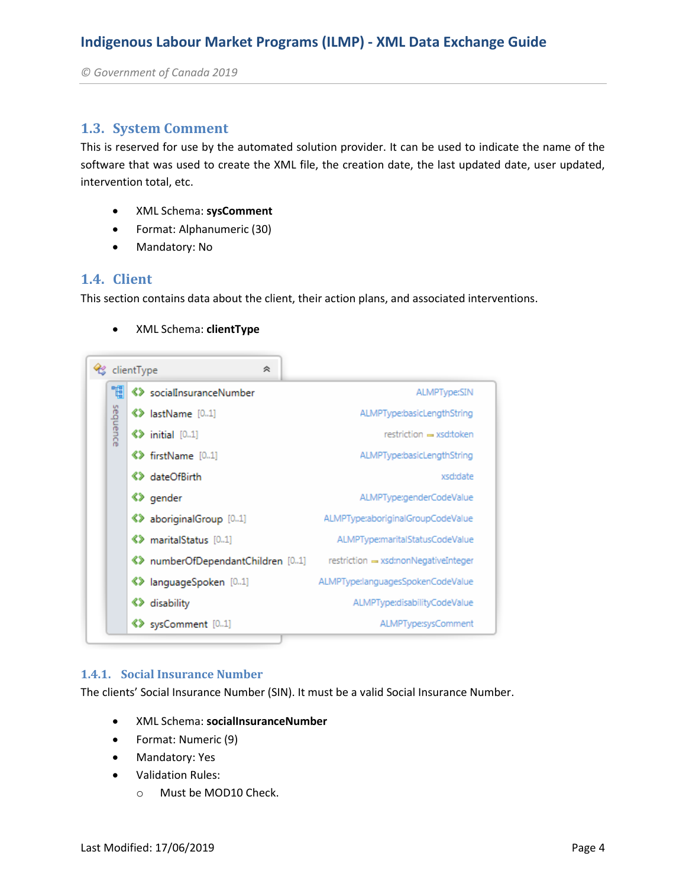## 1.3. System Comment

This is reserved for use by the automated solution provider. It can be used to indicate the name of the software that was used to create the XML file, the creation date, the last updated date, user updated, intervention total, etc.

- XML Schema: **sysComment**
- Format: Alphanumeric (30)
- Mandatory: No

## 1.4. Client

This section contains data about the client, their action plans, and associated interventions.

- XML Schema: **clientType**

| clientType (sequence) | Type |
|---|---|
| socialInsuranceNumber | ALMPType:SIN |
| lastName [0..1] | ALMPType:basicLengthString |
| initial [0..1] | restriction = xsd:token |
| firstName [0..1] | ALMPType:basicLengthString |
| dateOfBirth | xsd:date |
| gender | ALMPType:genderCodeValue |
| aboriginalGroup [0..1] | ALMPType:aboriginalGroupCodeValue |
| maritalStatus [0..1] | ALMPType:maritalStatusCodeValue |
| numberOfDependantChildren [0..1] | restriction = xsd:nonNegativeInteger |
| languageSpoken [0..1] | ALMPType:languagesSpokenCodeValue |
| disability | ALMPType:disabilityCodeValue |
| sysComment [0..1] | ALMPType:sysComment |

### 1.4.1. Social Insurance Number

The clients' Social Insurance Number (SIN). It must be a valid Social Insurance Number.

- XML Schema: **socialInsuranceNumber**
- Format: Numeric (9)
- Mandatory: Yes
- Validation Rules:
  - Must be MOD10 Check.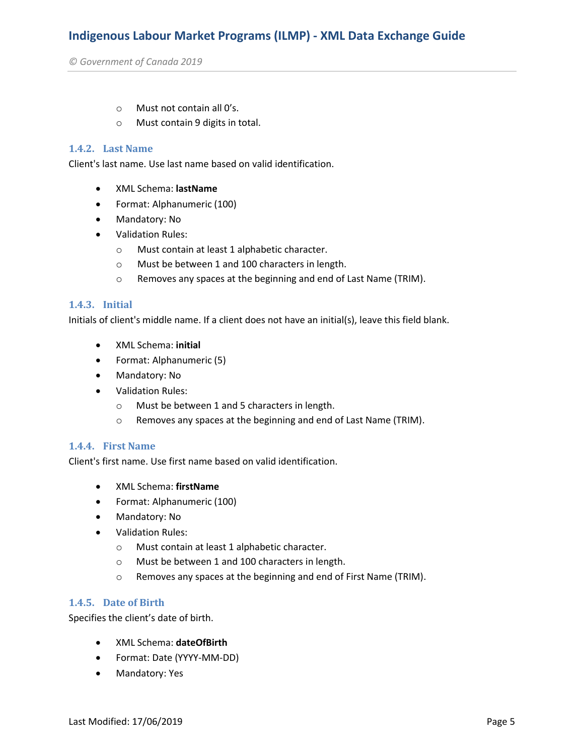- Must not contain all 0's.
- Must contain 9 digits in total.

### 1.4.2. Last Name

Client's last name. Use last name based on valid identification.

- XML Schema: **lastName**
- Format: Alphanumeric (100)
- Mandatory: No
- Validation Rules:
  - Must contain at least 1 alphabetic character.
  - Must be between 1 and 100 characters in length.
  - Removes any spaces at the beginning and end of Last Name (TRIM).

### 1.4.3. Initial

Initials of client's middle name. If a client does not have an initial(s), leave this field blank.

- XML Schema: **initial**
- Format: Alphanumeric (5)
- Mandatory: No
- Validation Rules:
  - Must be between 1 and 5 characters in length.
  - Removes any spaces at the beginning and end of Last Name (TRIM).

### 1.4.4. First Name

Client's first name. Use first name based on valid identification.

- XML Schema: **firstName**
- Format: Alphanumeric (100)
- Mandatory: No
- Validation Rules:
  - Must contain at least 1 alphabetic character.
  - Must be between 1 and 100 characters in length.
  - Removes any spaces at the beginning and end of First Name (TRIM).

### 1.4.5. Date of Birth

Specifies the client's date of birth.

- XML Schema: **dateOfBirth**
- Format: Date (YYYY-MM-DD)
- Mandatory: Yes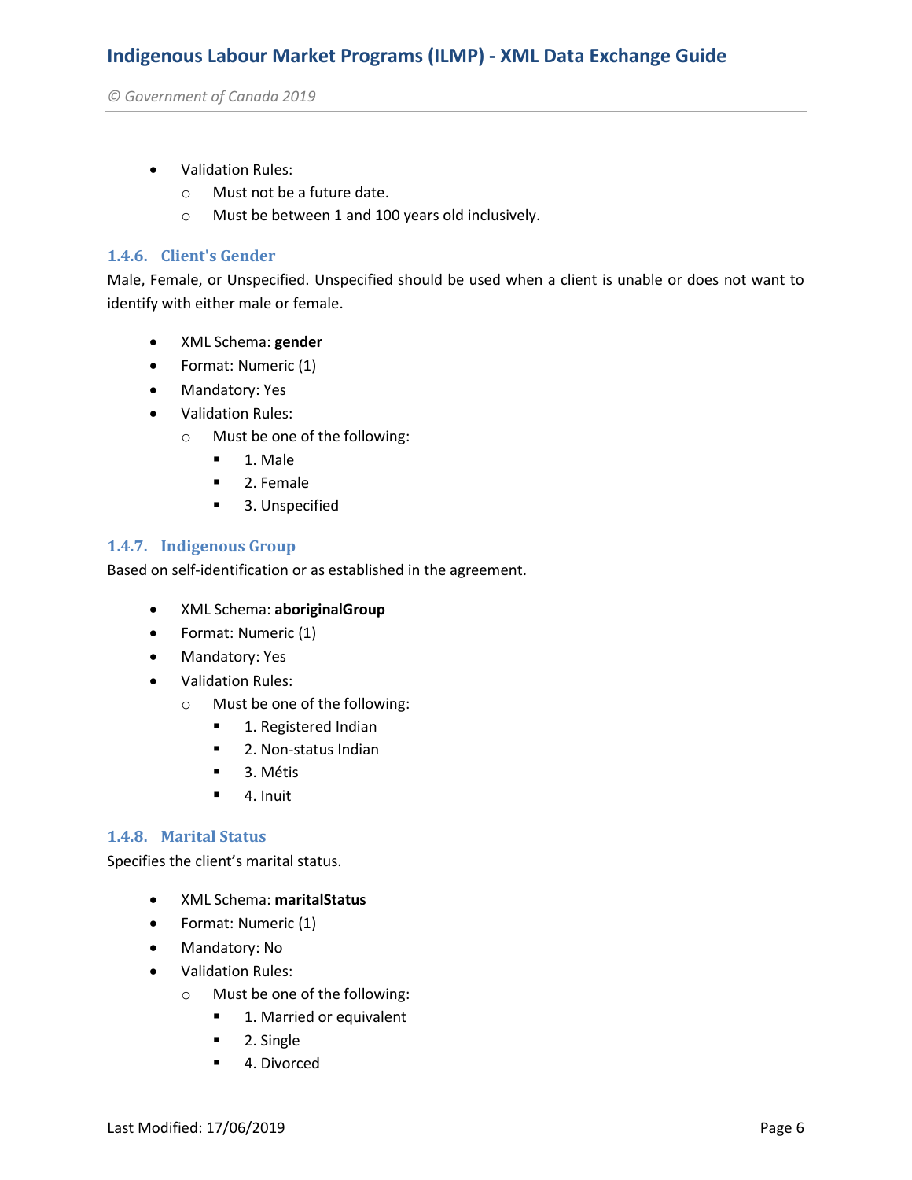- Validation Rules:
    - Must not be a future date.
    - Must be between 1 and 100 years old inclusively.

### 1.4.6. Client's Gender

Male, Female, or Unspecified. Unspecified should be used when a client is unable or does not want to identify with either male or female.

- XML Schema: **gender**
- Format: Numeric (1)
- Mandatory: Yes
- Validation Rules:
    - Must be one of the following:
        - 1. Male
        - 2. Female
        - 3. Unspecified

### 1.4.7. Indigenous Group

Based on self-identification or as established in the agreement.

- XML Schema: **aboriginalGroup**
- Format: Numeric (1)
- Mandatory: Yes
- Validation Rules:
    - Must be one of the following:
        - 1. Registered Indian
        - 2. Non-status Indian
        - 3. Métis
        - 4. Inuit

### 1.4.8. Marital Status

Specifies the client's marital status.

- XML Schema: **maritalStatus**
- Format: Numeric (1)
- Mandatory: No
- Validation Rules:
    - Must be one of the following:
        - 1. Married or equivalent
        - 2. Single
        - 4. Divorced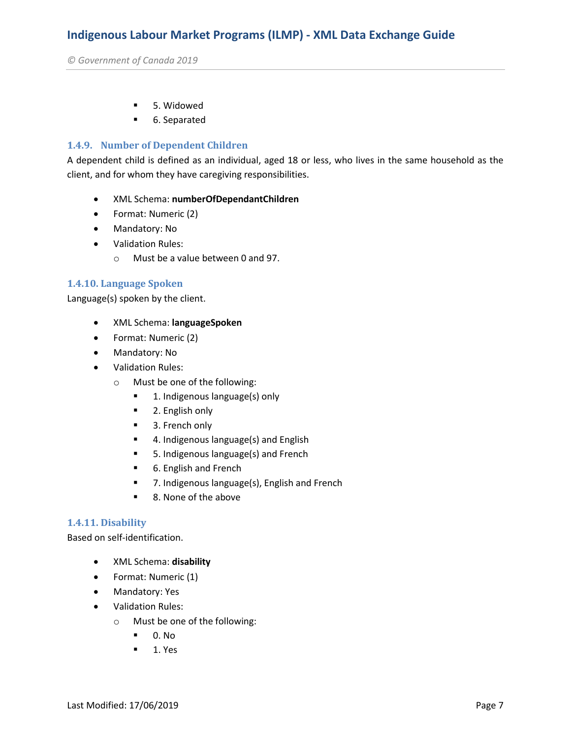- 5. Widowed
- 6. Separated

### 1.4.9. Number of Dependent Children

A dependent child is defined as an individual, aged 18 or less, who lives in the same household as the client, and for whom they have caregiving responsibilities.

- XML Schema: **numberOfDependantChildren**
- Format: Numeric (2)
- Mandatory: No
- Validation Rules:
  - Must be a value between 0 and 97.

### 1.4.10. Language Spoken

Language(s) spoken by the client.

- XML Schema: **languageSpoken**
- Format: Numeric (2)
- Mandatory: No
- Validation Rules:
  - Must be one of the following:
    - 1. Indigenous language(s) only
    - 2. English only
    - 3. French only
    - 4. Indigenous language(s) and English
    - 5. Indigenous language(s) and French
    - 6. English and French
    - 7. Indigenous language(s), English and French
    - 8. None of the above

### 1.4.11. Disability

Based on self-identification.

- XML Schema: **disability**
- Format: Numeric (1)
- Mandatory: Yes
- Validation Rules:
  - Must be one of the following:
    - 0. No
    - 1. Yes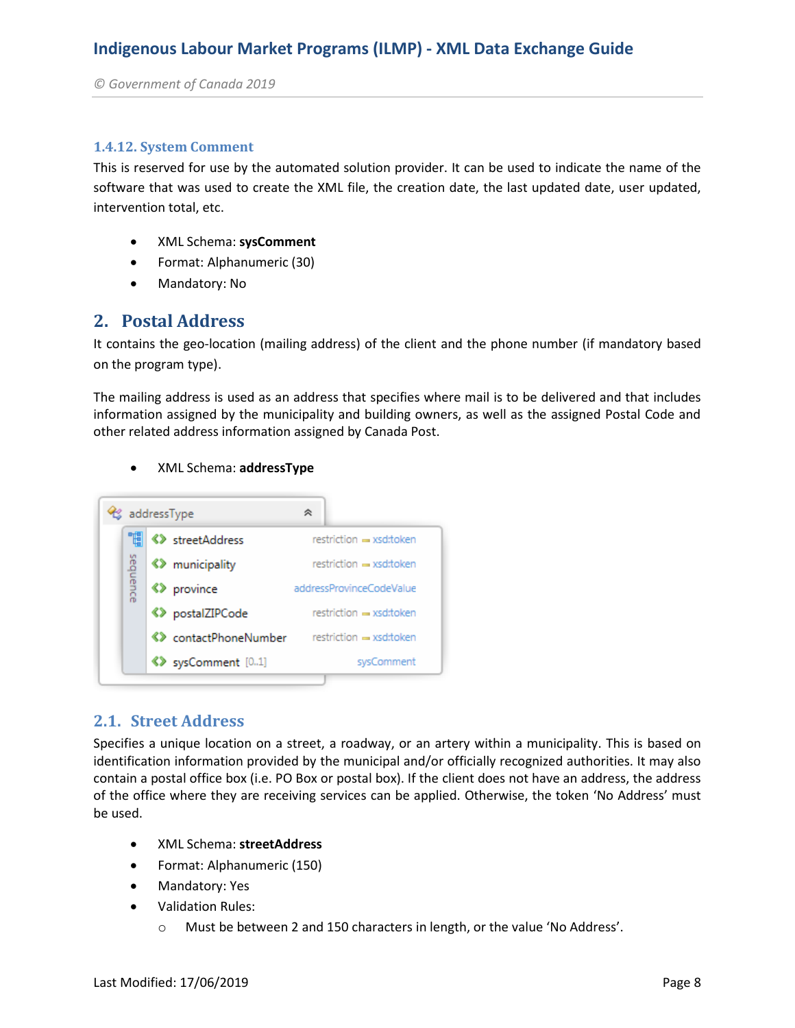### 1.4.12. System Comment

This is reserved for use by the automated solution provider. It can be used to indicate the name of the software that was used to create the XML file, the creation date, the last updated date, user updated, intervention total, etc.

- XML Schema: **sysComment**
- Format: Alphanumeric (30)
- Mandatory: No

# 2. Postal Address

It contains the geo-location (mailing address) of the client and the phone number (if mandatory based on the program type).

The mailing address is used as an address that specifies where mail is to be delivered and that includes information assigned by the municipality and building owners, as well as the assigned Postal Code and other related address information assigned by Canada Post.

- XML Schema: **addressType**

| addressType (sequence) | Type |
|---|---|
| streetAddress | restriction – xsd:token |
| municipality | restriction – xsd:token |
| province | addressProvinceCodeValue |
| postalZIPCode | restriction – xsd:token |
| contactPhoneNumber | restriction – xsd:token |
| sysComment [0..1] | sysComment |

## 2.1. Street Address

Specifies a unique location on a street, a roadway, or an artery within a municipality. This is based on identification information provided by the municipal and/or officially recognized authorities. It may also contain a postal office box (i.e. PO Box or postal box). If the client does not have an address, the address of the office where they are receiving services can be applied. Otherwise, the token 'No Address' must be used.

- XML Schema: **streetAddress**
- Format: Alphanumeric (150)
- Mandatory: Yes
- Validation Rules:
  - Must be between 2 and 150 characters in length, or the value 'No Address'.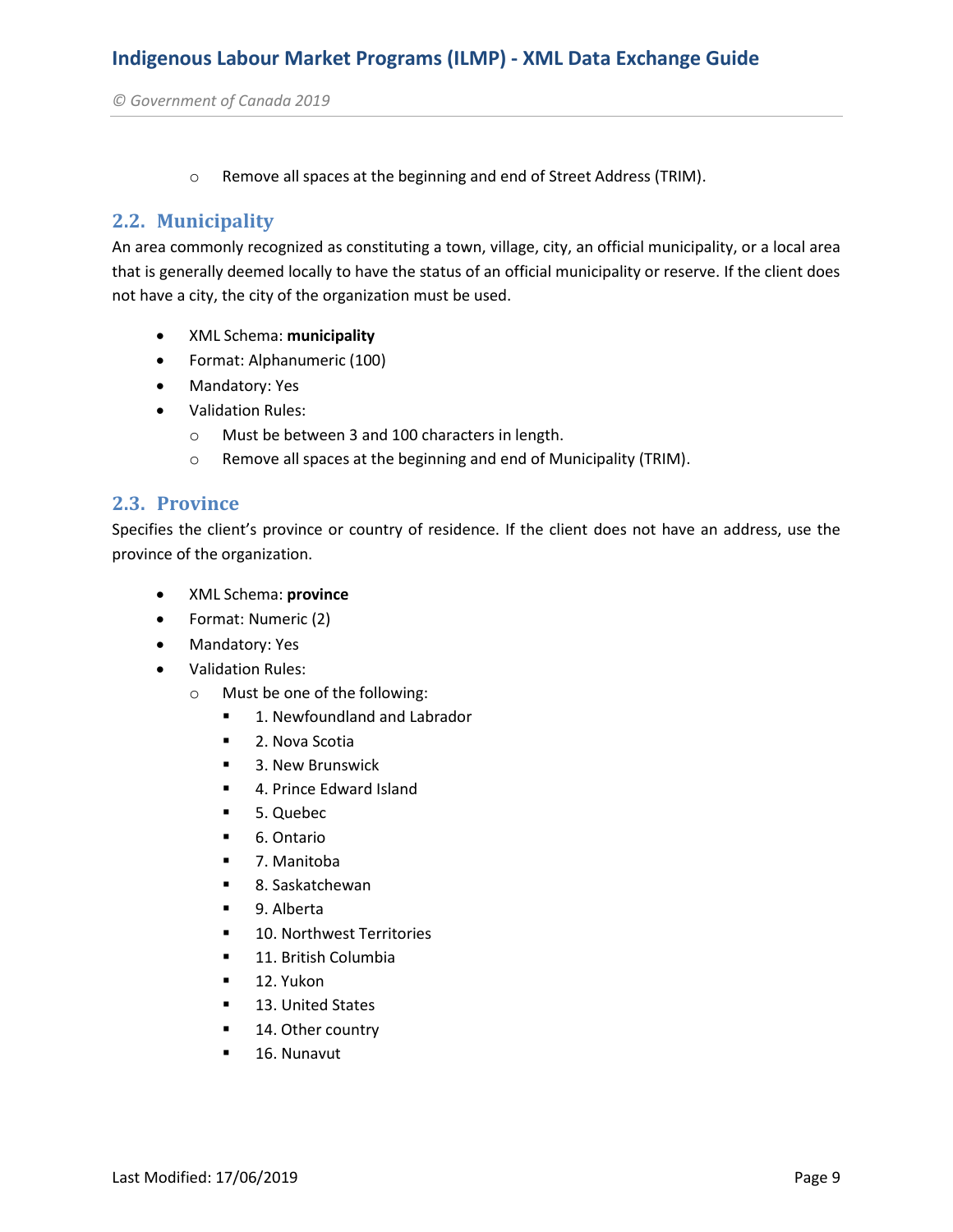- Remove all spaces at the beginning and end of Street Address (TRIM).

## 2.2. Municipality

An area commonly recognized as constituting a town, village, city, an official municipality, or a local area that is generally deemed locally to have the status of an official municipality or reserve. If the client does not have a city, the city of the organization must be used.

- XML Schema: **municipality**
- Format: Alphanumeric (100)
- Mandatory: Yes
- Validation Rules:
  - Must be between 3 and 100 characters in length.
  - Remove all spaces at the beginning and end of Municipality (TRIM).

## 2.3. Province

Specifies the client's province or country of residence. If the client does not have an address, use the province of the organization.

- XML Schema: **province**
- Format: Numeric (2)
- Mandatory: Yes
- Validation Rules:
  - Must be one of the following:
    - 1. Newfoundland and Labrador
    - 2. Nova Scotia
    - 3. New Brunswick
    - 4. Prince Edward Island
    - 5. Quebec
    - 6. Ontario
    - 7. Manitoba
    - 8. Saskatchewan
    - 9. Alberta
    - 10. Northwest Territories
    - 11. British Columbia
    - 12. Yukon
    - 13. United States
    - 14. Other country
    - 16. Nunavut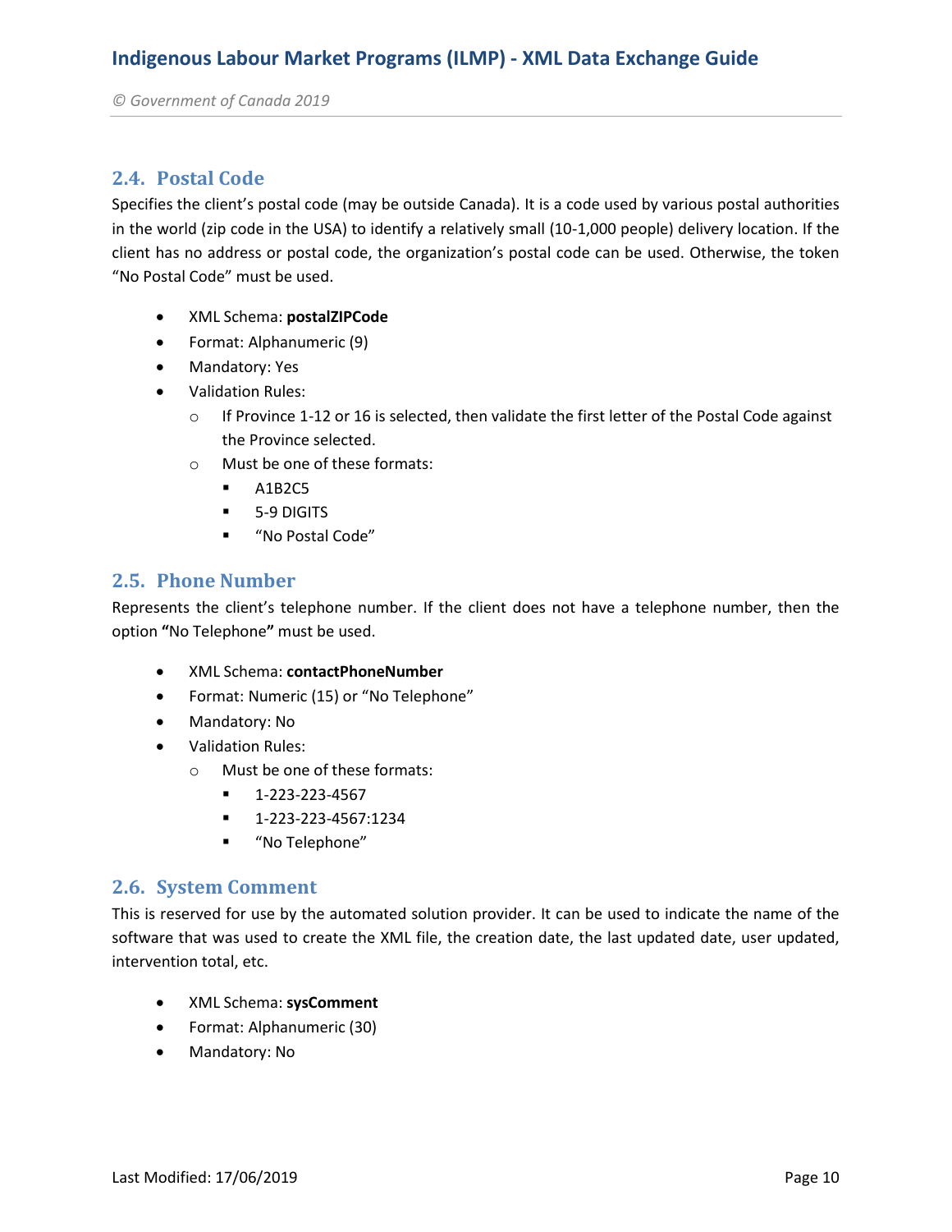### 2.4. Postal Code

Specifies the client's postal code (may be outside Canada). It is a code used by various postal authorities in the world (zip code in the USA) to identify a relatively small (10-1,000 people) delivery location. If the client has no address or postal code, the organization's postal code can be used. Otherwise, the token "No Postal Code" must be used.

- XML Schema: **postalZIPCode**
- Format: Alphanumeric (9)
- Mandatory: Yes
- Validation Rules:
  - If Province 1-12 or 16 is selected, then validate the first letter of the Postal Code against the Province selected.
  - Must be one of these formats:
    - A1B2C5
    - 5-9 DIGITS
    - "No Postal Code"

### 2.5. Phone Number

Represents the client's telephone number. If the client does not have a telephone number, then the option **"**No Telephone**"** must be used.

- XML Schema: **contactPhoneNumber**
- Format: Numeric (15) or "No Telephone"
- Mandatory: No
- Validation Rules:
  - Must be one of these formats:
    - 1-223-223-4567
    - 1-223-223-4567:1234
    - "No Telephone"

### 2.6. System Comment

This is reserved for use by the automated solution provider. It can be used to indicate the name of the software that was used to create the XML file, the creation date, the last updated date, user updated, intervention total, etc.

- XML Schema: **sysComment**
- Format: Alphanumeric (30)
- Mandatory: No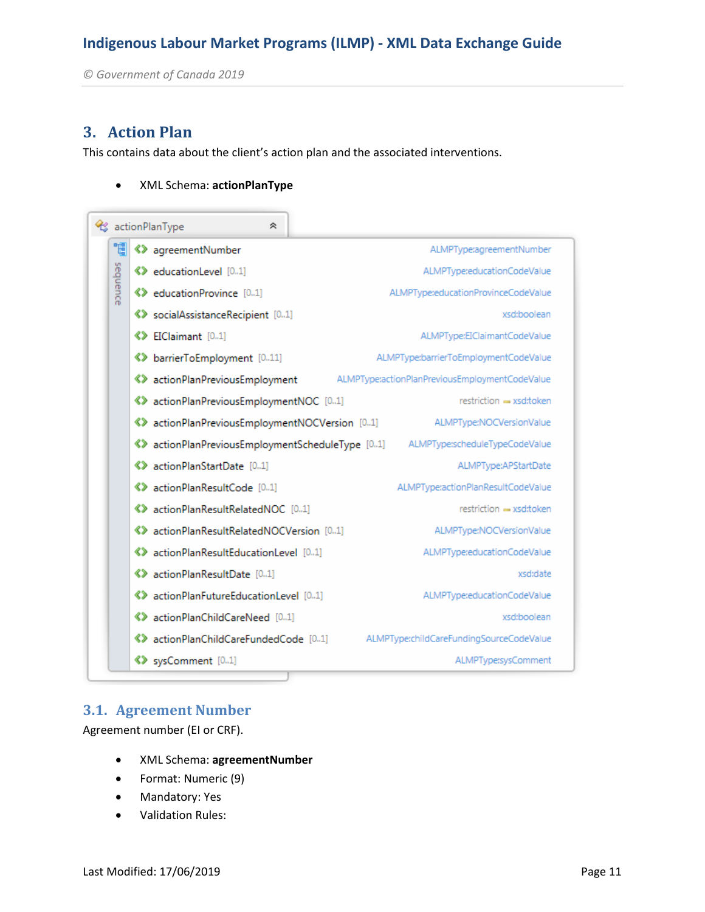## 3. Action Plan

This contains data about the client's action plan and the associated interventions.

- XML Schema: **actionPlanType**

actionPlanType

sequence

| Element | Type |
|---|---|
| agreementNumber | ALMPType:agreementNumber |
| educationLevel [0..1] | ALMPType:educationCodeValue |
| educationProvince [0..1] | ALMPType:educationProvinceCodeValue |
| socialAssistanceRecipient [0..1] | xsd:boolean |
| EIClaimant [0..1] | ALMPType:EIClaimantCodeValue |
| barrierToEmployment [0..11] | ALMPType:barrierToEmploymentCodeValue |
| actionPlanPreviousEmployment | ALMPType:actionPlanPreviousEmploymentCodeValue |
| actionPlanPreviousEmploymentNOC [0..1] | restriction = xsd:token |
| actionPlanPreviousEmploymentNOCVersion [0..1] | ALMPType:NOCVersionValue |
| actionPlanPreviousEmploymentScheduleType [0..1] | ALMPType:scheduleTypeCodeValue |
| actionPlanStartDate [0..1] | ALMPType:APStartDate |
| actionPlanResultCode [0..1] | ALMPType:actionPlanResultCodeValue |
| actionPlanResultRelatedNOC [0..1] | restriction = xsd:token |
| actionPlanResultRelatedNOCVersion [0..1] | ALMPType:NOCVersionValue |
| actionPlanResultEducationLevel [0..1] | ALMPType:educationCodeValue |
| actionPlanResultDate [0..1] | xsd:date |
| actionPlanFutureEducationLevel [0..1] | ALMPType:educationCodeValue |
| actionPlanChildCareNeed [0..1] | xsd:boolean |
| actionPlanChildCareFundedCode [0..1] | ALMPType:childCareFundingSourceCodeValue |
| sysComment [0..1] | ALMPType:sysComment |

### 3.1. Agreement Number

Agreement number (EI or CRF).

- XML Schema: **agreementNumber**
- Format: Numeric (9)
- Mandatory: Yes
- Validation Rules: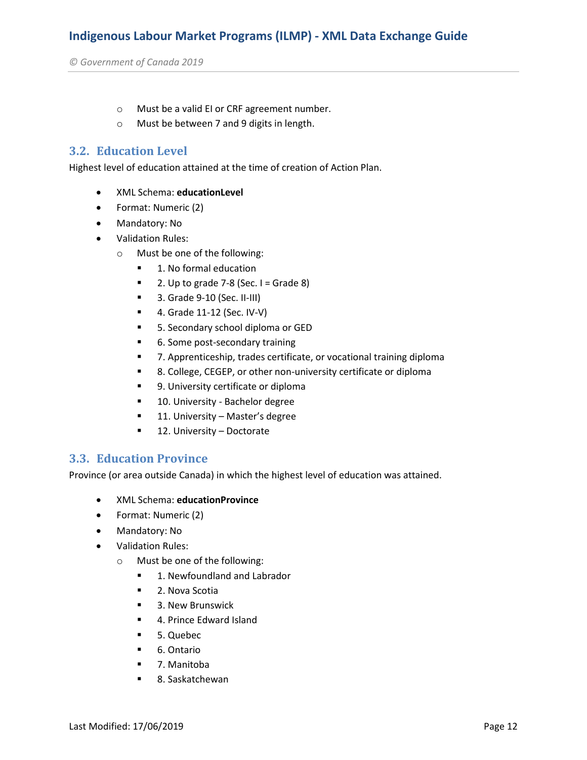- Must be a valid EI or CRF agreement number.
- Must be between 7 and 9 digits in length.

## 3.2. Education Level

Highest level of education attained at the time of creation of Action Plan.

- XML Schema: **educationLevel**
- Format: Numeric (2)
- Mandatory: No
- Validation Rules:
  - Must be one of the following:
    - 1. No formal education
    - 2. Up to grade 7-8 (Sec. I = Grade 8)
    - 3. Grade 9-10 (Sec. II-III)
    - 4. Grade 11-12 (Sec. IV-V)
    - 5. Secondary school diploma or GED
    - 6. Some post-secondary training
    - 7. Apprenticeship, trades certificate, or vocational training diploma
    - 8. College, CEGEP, or other non-university certificate or diploma
    - 9. University certificate or diploma
    - 10. University - Bachelor degree
    - 11. University – Master's degree
    - 12. University – Doctorate

## 3.3. Education Province

Province (or area outside Canada) in which the highest level of education was attained.

- XML Schema: **educationProvince**
- Format: Numeric (2)
- Mandatory: No
- Validation Rules:
  - Must be one of the following:
    - 1. Newfoundland and Labrador
    - 2. Nova Scotia
    - 3. New Brunswick
    - 4. Prince Edward Island
    - 5. Quebec
    - 6. Ontario
    - 7. Manitoba
    - 8. Saskatchewan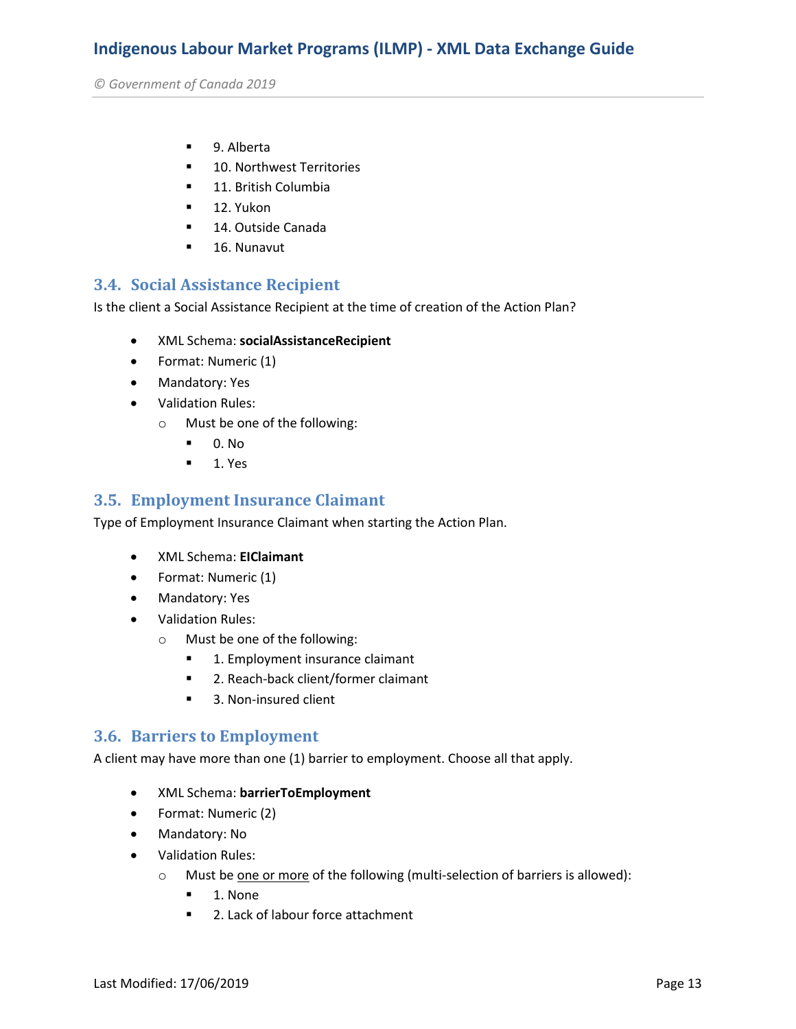- 9. Alberta
        - 10. Northwest Territories
        - 11. British Columbia
        - 12. Yukon
        - 14. Outside Canada
        - 16. Nunavut

### 3.4. Social Assistance Recipient

Is the client a Social Assistance Recipient at the time of creation of the Action Plan?

- XML Schema: **socialAssistanceRecipient**
- Format: Numeric (1)
- Mandatory: Yes
- Validation Rules:
    - Must be one of the following:
        - 0. No
        - 1. Yes

### 3.5. Employment Insurance Claimant

Type of Employment Insurance Claimant when starting the Action Plan.

- XML Schema: **EIClaimant**
- Format: Numeric (1)
- Mandatory: Yes
- Validation Rules:
    - Must be one of the following:
        - 1. Employment insurance claimant
        - 2. Reach-back client/former claimant
        - 3. Non-insured client

### 3.6. Barriers to Employment

A client may have more than one (1) barrier to employment. Choose all that apply.

- XML Schema: **barrierToEmployment**
- Format: Numeric (2)
- Mandatory: No
- Validation Rules:
    - Must be one or more of the following (multi-selection of barriers is allowed):
        - 1. None
        - 2. Lack of labour force attachment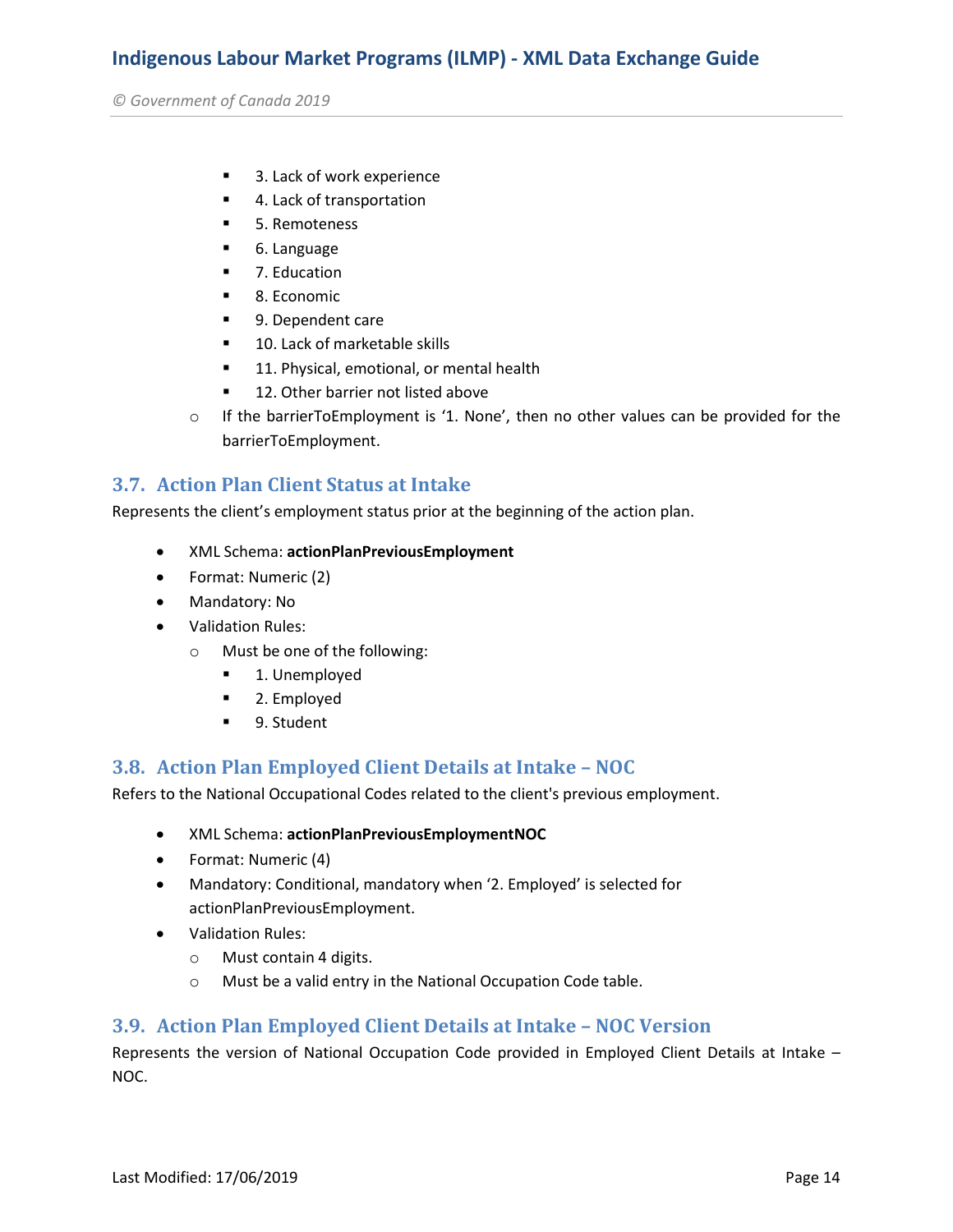- 3. Lack of work experience
    - 4. Lack of transportation
    - 5. Remoteness
    - 6. Language
    - 7. Education
    - 8. Economic
    - 9. Dependent care
    - 10. Lack of marketable skills
    - 11. Physical, emotional, or mental health
    - 12. Other barrier not listed above
  - If the barrierToEmployment is '1. None', then no other values can be provided for the barrierToEmployment.

## 3.7. Action Plan Client Status at Intake

Represents the client's employment status prior at the beginning of the action plan.

- XML Schema: **actionPlanPreviousEmployment**
- Format: Numeric (2)
- Mandatory: No
- Validation Rules:
  - Must be one of the following:
    - 1. Unemployed
    - 2. Employed
    - 9. Student

## 3.8. Action Plan Employed Client Details at Intake – NOC

Refers to the National Occupational Codes related to the client's previous employment.

- XML Schema: **actionPlanPreviousEmploymentNOC**
- Format: Numeric (4)
- Mandatory: Conditional, mandatory when '2. Employed' is selected for actionPlanPreviousEmployment.
- Validation Rules:
  - Must contain 4 digits.
  - Must be a valid entry in the National Occupation Code table.

## 3.9. Action Plan Employed Client Details at Intake – NOC Version

Represents the version of National Occupation Code provided in Employed Client Details at Intake – NOC.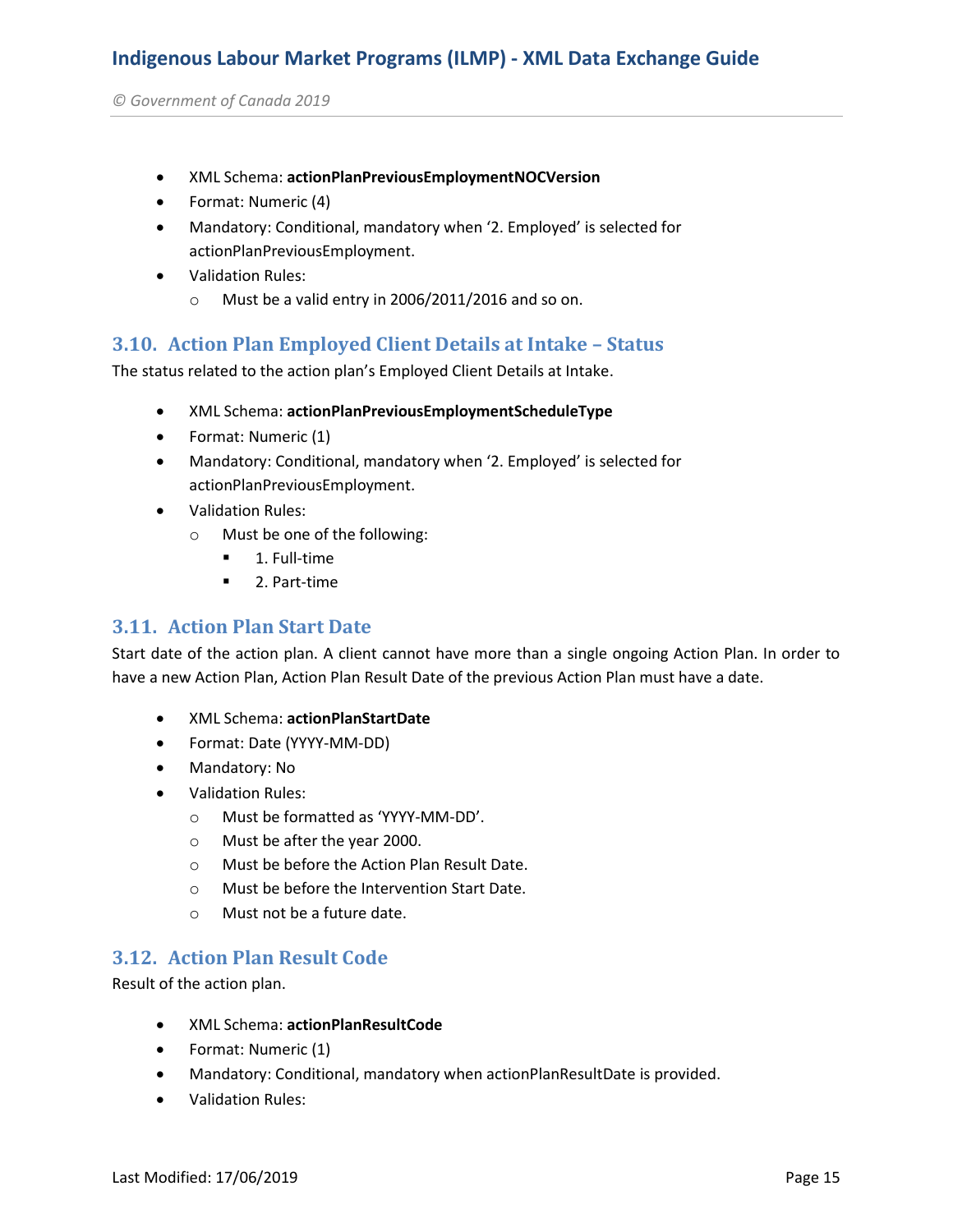- XML Schema: **actionPlanPreviousEmploymentNOCVersion**
- Format: Numeric (4)
- Mandatory: Conditional, mandatory when '2. Employed' is selected for actionPlanPreviousEmployment.
- Validation Rules:
  - Must be a valid entry in 2006/2011/2016 and so on.

## 3.10. Action Plan Employed Client Details at Intake – Status

The status related to the action plan's Employed Client Details at Intake.

- XML Schema: **actionPlanPreviousEmploymentScheduleType**
- Format: Numeric (1)
- Mandatory: Conditional, mandatory when '2. Employed' is selected for actionPlanPreviousEmployment.
- Validation Rules:
  - Must be one of the following:
    - 1. Full-time
    - 2. Part-time

## 3.11. Action Plan Start Date

Start date of the action plan. A client cannot have more than a single ongoing Action Plan. In order to have a new Action Plan, Action Plan Result Date of the previous Action Plan must have a date.

- XML Schema: **actionPlanStartDate**
- Format: Date (YYYY-MM-DD)
- Mandatory: No
- Validation Rules:
  - Must be formatted as 'YYYY-MM-DD'.
  - Must be after the year 2000.
  - Must be before the Action Plan Result Date.
  - Must be before the Intervention Start Date.
  - Must not be a future date.

## 3.12. Action Plan Result Code

Result of the action plan.

- XML Schema: **actionPlanResultCode**
- Format: Numeric (1)
- Mandatory: Conditional, mandatory when actionPlanResultDate is provided.
- Validation Rules: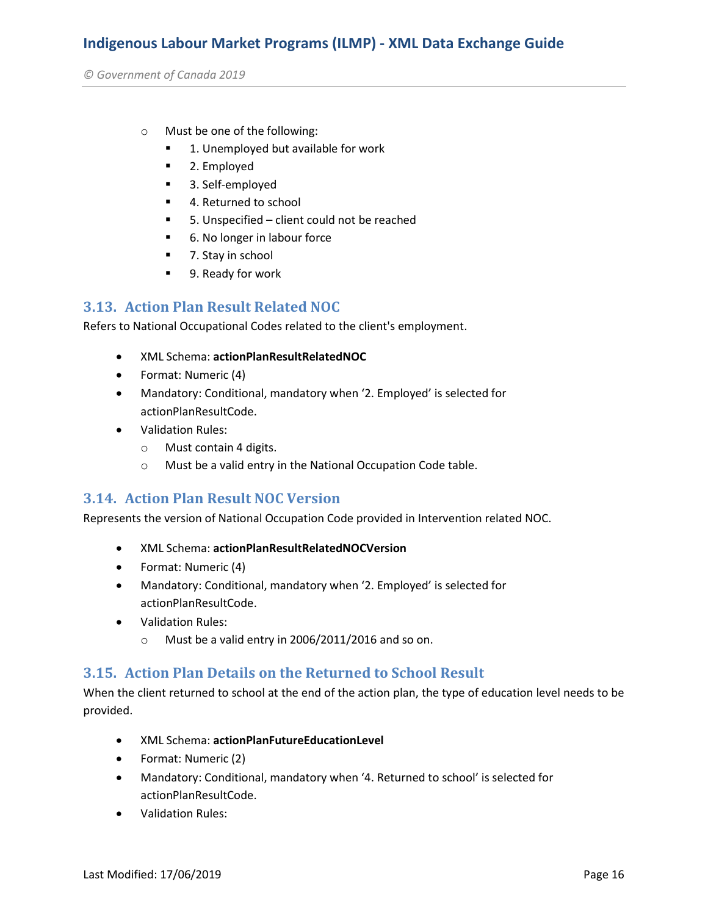- Must be one of the following:
    - 1. Unemployed but available for work
    - 2. Employed
    - 3. Self-employed
    - 4. Returned to school
    - 5. Unspecified – client could not be reached
    - 6. No longer in labour force
    - 7. Stay in school
    - 9. Ready for work

## 3.13. Action Plan Result Related NOC

Refers to National Occupational Codes related to the client's employment.

- XML Schema: **actionPlanResultRelatedNOC**
- Format: Numeric (4)
- Mandatory: Conditional, mandatory when '2. Employed' is selected for actionPlanResultCode.
- Validation Rules:
  - Must contain 4 digits.
  - Must be a valid entry in the National Occupation Code table.

## 3.14. Action Plan Result NOC Version

Represents the version of National Occupation Code provided in Intervention related NOC.

- XML Schema: **actionPlanResultRelatedNOCVersion**
- Format: Numeric (4)
- Mandatory: Conditional, mandatory when '2. Employed' is selected for actionPlanResultCode.
- Validation Rules:
  - Must be a valid entry in 2006/2011/2016 and so on.

## 3.15. Action Plan Details on the Returned to School Result

When the client returned to school at the end of the action plan, the type of education level needs to be provided.

- XML Schema: **actionPlanFutureEducationLevel**
- Format: Numeric (2)
- Mandatory: Conditional, mandatory when '4. Returned to school' is selected for actionPlanResultCode.
- Validation Rules: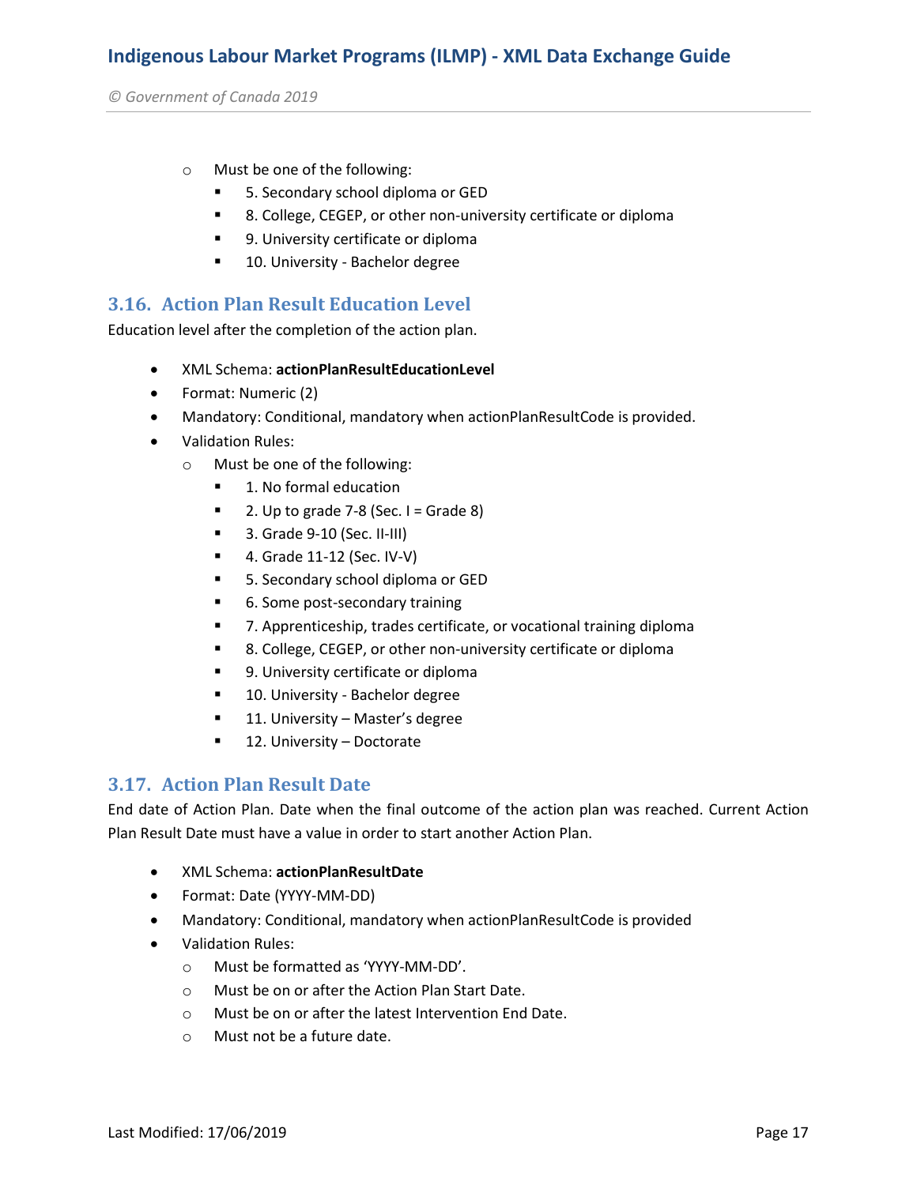- Must be one of the following:
  - 5. Secondary school diploma or GED
  - 8. College, CEGEP, or other non-university certificate or diploma
  - 9. University certificate or diploma
  - 10. University - Bachelor degree

## 3.16. Action Plan Result Education Level

Education level after the completion of the action plan.

- XML Schema: **actionPlanResultEducationLevel**
- Format: Numeric (2)
- Mandatory: Conditional, mandatory when actionPlanResultCode is provided.
- Validation Rules:
  - Must be one of the following:
    - 1. No formal education
    - 2. Up to grade 7-8 (Sec. I = Grade 8)
    - 3. Grade 9-10 (Sec. II-III)
    - 4. Grade 11-12 (Sec. IV-V)
    - 5. Secondary school diploma or GED
    - 6. Some post-secondary training
    - 7. Apprenticeship, trades certificate, or vocational training diploma
    - 8. College, CEGEP, or other non-university certificate or diploma
    - 9. University certificate or diploma
    - 10. University - Bachelor degree
    - 11. University – Master's degree
    - 12. University – Doctorate

## 3.17. Action Plan Result Date

End date of Action Plan. Date when the final outcome of the action plan was reached. Current Action Plan Result Date must have a value in order to start another Action Plan.

- XML Schema: **actionPlanResultDate**
- Format: Date (YYYY-MM-DD)
- Mandatory: Conditional, mandatory when actionPlanResultCode is provided
- Validation Rules:
  - Must be formatted as 'YYYY-MM-DD'.
  - Must be on or after the Action Plan Start Date.
  - Must be on or after the latest Intervention End Date.
  - Must not be a future date.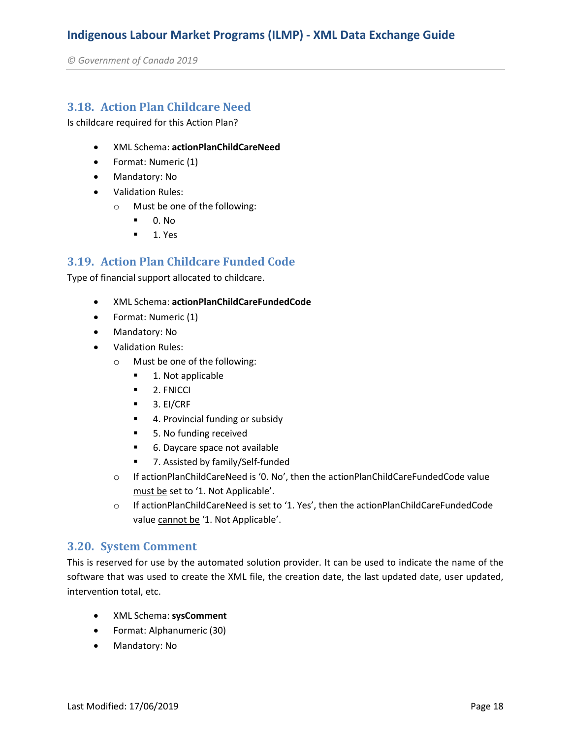## 3.18. Action Plan Childcare Need

Is childcare required for this Action Plan?

- XML Schema: **actionPlanChildCareNeed**
- Format: Numeric (1)
- Mandatory: No
- Validation Rules:
  - Must be one of the following:
    - 0. No
    - 1. Yes

## 3.19. Action Plan Childcare Funded Code

Type of financial support allocated to childcare.

- XML Schema: **actionPlanChildCareFundedCode**
- Format: Numeric (1)
- Mandatory: No
- Validation Rules:
  - Must be one of the following:
    - 1. Not applicable
    - 2. FNICCI
    - 3. EI/CRF
    - 4. Provincial funding or subsidy
    - 5. No funding received
    - 6. Daycare space not available
    - 7. Assisted by family/Self-funded
  - If actionPlanChildCareNeed is '0. No', then the actionPlanChildCareFundedCode value must be set to '1. Not Applicable'.
  - If actionPlanChildCareNeed is set to '1. Yes', then the actionPlanChildCareFundedCode value cannot be '1. Not Applicable'.

## 3.20. System Comment

This is reserved for use by the automated solution provider. It can be used to indicate the name of the software that was used to create the XML file, the creation date, the last updated date, user updated, intervention total, etc.

- XML Schema: **sysComment**
- Format: Alphanumeric (30)
- Mandatory: No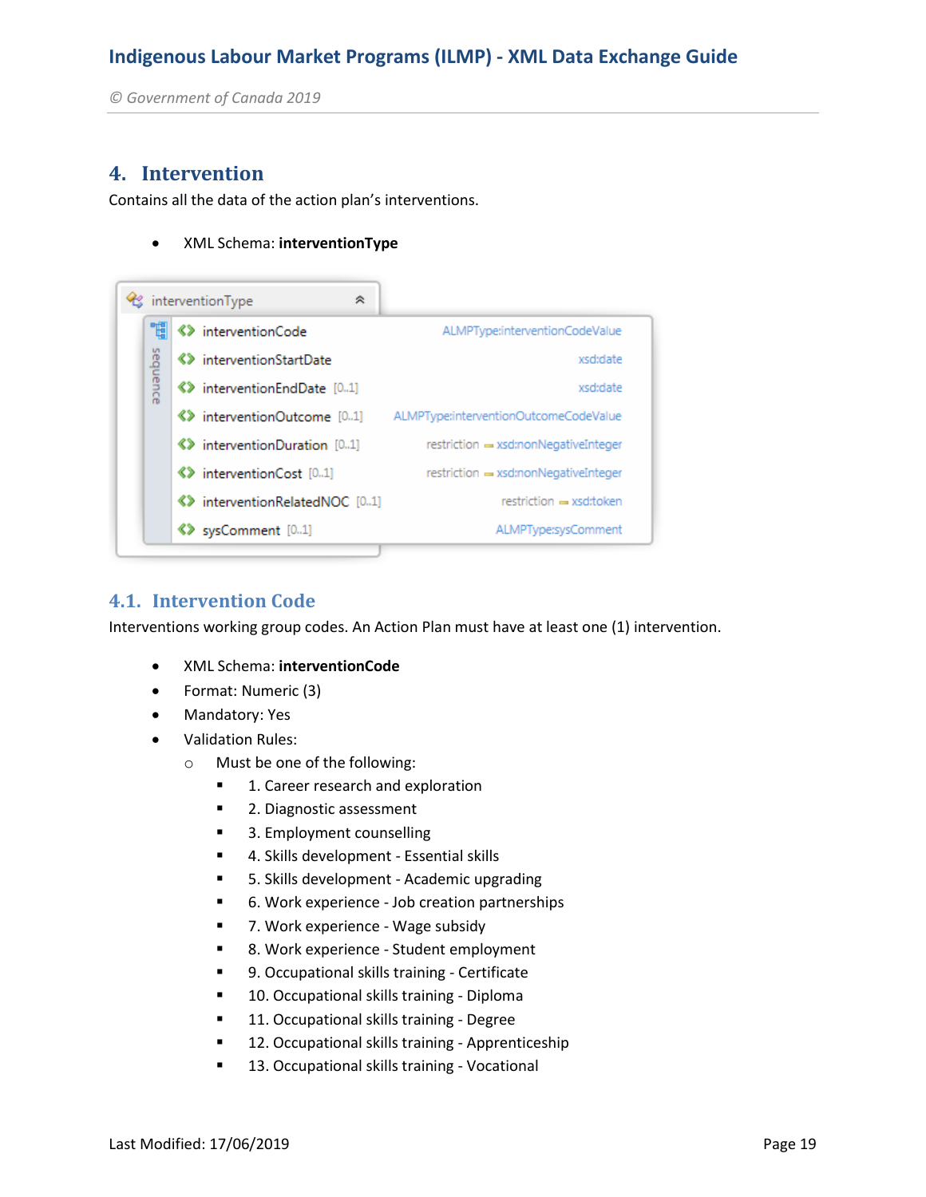## 4. Intervention

Contains all the data of the action plan's interventions.

- XML Schema: **interventionType**

| interventionType | |
|---|---|
| interventionCode | ALMPType:interventionCodeValue |
| interventionStartDate | xsd:date |
| interventionEndDate [0..1] | xsd:date |
| interventionOutcome [0..1] | ALMPType:interventionOutcomeCodeValue |
| interventionDuration [0..1] | restriction xsd:nonNegativeInteger |
| interventionCost [0..1] | restriction xsd:nonNegativeInteger |
| interventionRelatedNOC [0..1] | restriction xsd:token |
| sysComment [0..1] | ALMPType:sysComment |

### 4.1. Intervention Code

Interventions working group codes. An Action Plan must have at least one (1) intervention.

- XML Schema: **interventionCode**
- Format: Numeric (3)
- Mandatory: Yes
- Validation Rules:
  - Must be one of the following:
    - 1. Career research and exploration
    - 2. Diagnostic assessment
    - 3. Employment counselling
    - 4. Skills development - Essential skills
    - 5. Skills development - Academic upgrading
    - 6. Work experience - Job creation partnerships
    - 7. Work experience - Wage subsidy
    - 8. Work experience - Student employment
    - 9. Occupational skills training - Certificate
    - 10. Occupational skills training - Diploma
    - 11. Occupational skills training - Degree
    - 12. Occupational skills training - Apprenticeship
    - 13. Occupational skills training - Vocational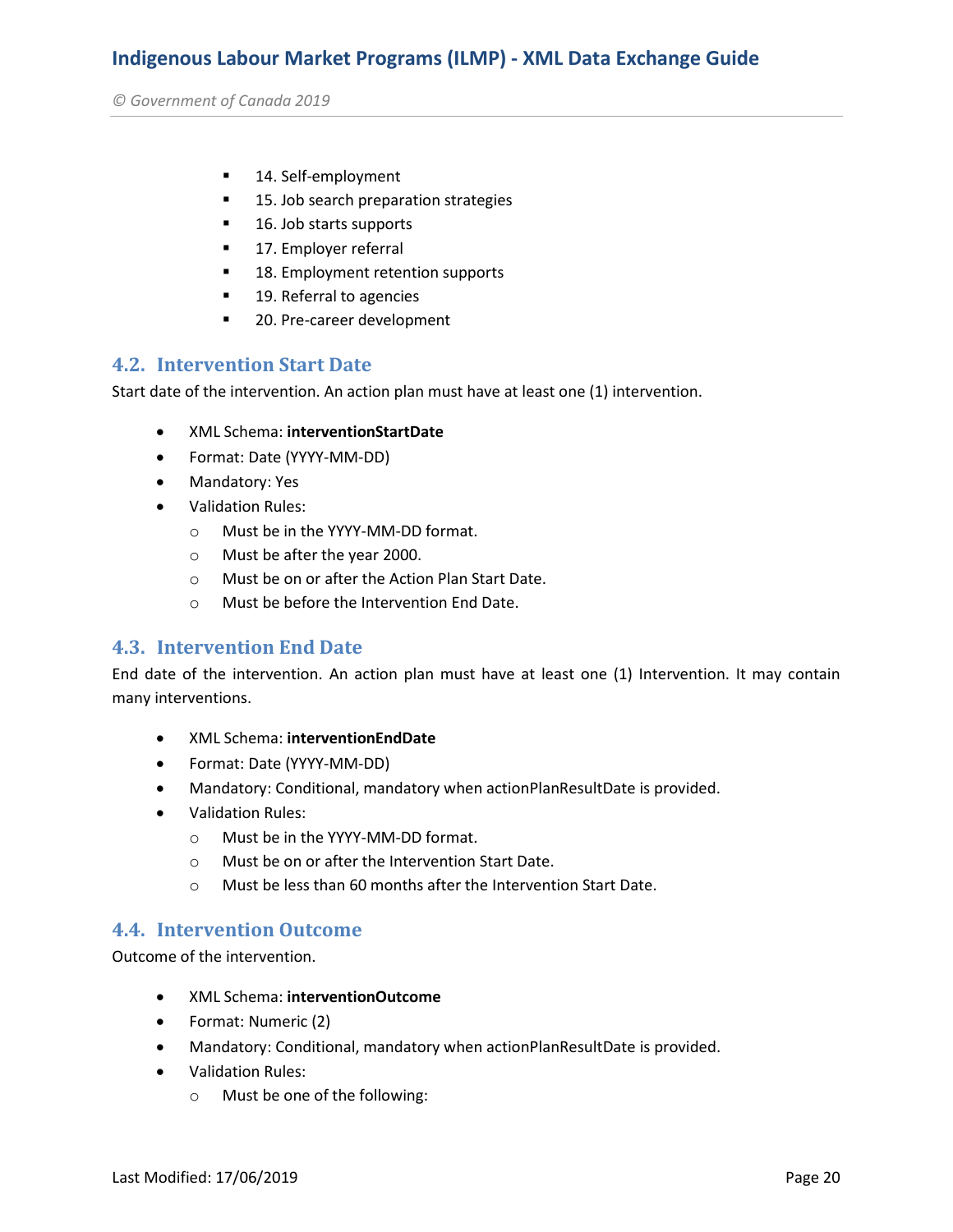- 14. Self-employment
- 15. Job search preparation strategies
- 16. Job starts supports
- 17. Employer referral
- 18. Employment retention supports
- 19. Referral to agencies
- 20. Pre-career development

## 4.2. Intervention Start Date

Start date of the intervention. An action plan must have at least one (1) intervention.

- XML Schema: **interventionStartDate**
- Format: Date (YYYY-MM-DD)
- Mandatory: Yes
- Validation Rules:
  - Must be in the YYYY-MM-DD format.
  - Must be after the year 2000.
  - Must be on or after the Action Plan Start Date.
  - Must be before the Intervention End Date.

## 4.3. Intervention End Date

End date of the intervention. An action plan must have at least one (1) Intervention. It may contain many interventions.

- XML Schema: **interventionEndDate**
- Format: Date (YYYY-MM-DD)
- Mandatory: Conditional, mandatory when actionPlanResultDate is provided.
- Validation Rules:
  - Must be in the YYYY-MM-DD format.
  - Must be on or after the Intervention Start Date.
  - Must be less than 60 months after the Intervention Start Date.

## 4.4. Intervention Outcome

Outcome of the intervention.

- XML Schema: **interventionOutcome**
- Format: Numeric (2)
- Mandatory: Conditional, mandatory when actionPlanResultDate is provided.
- Validation Rules:
  - Must be one of the following: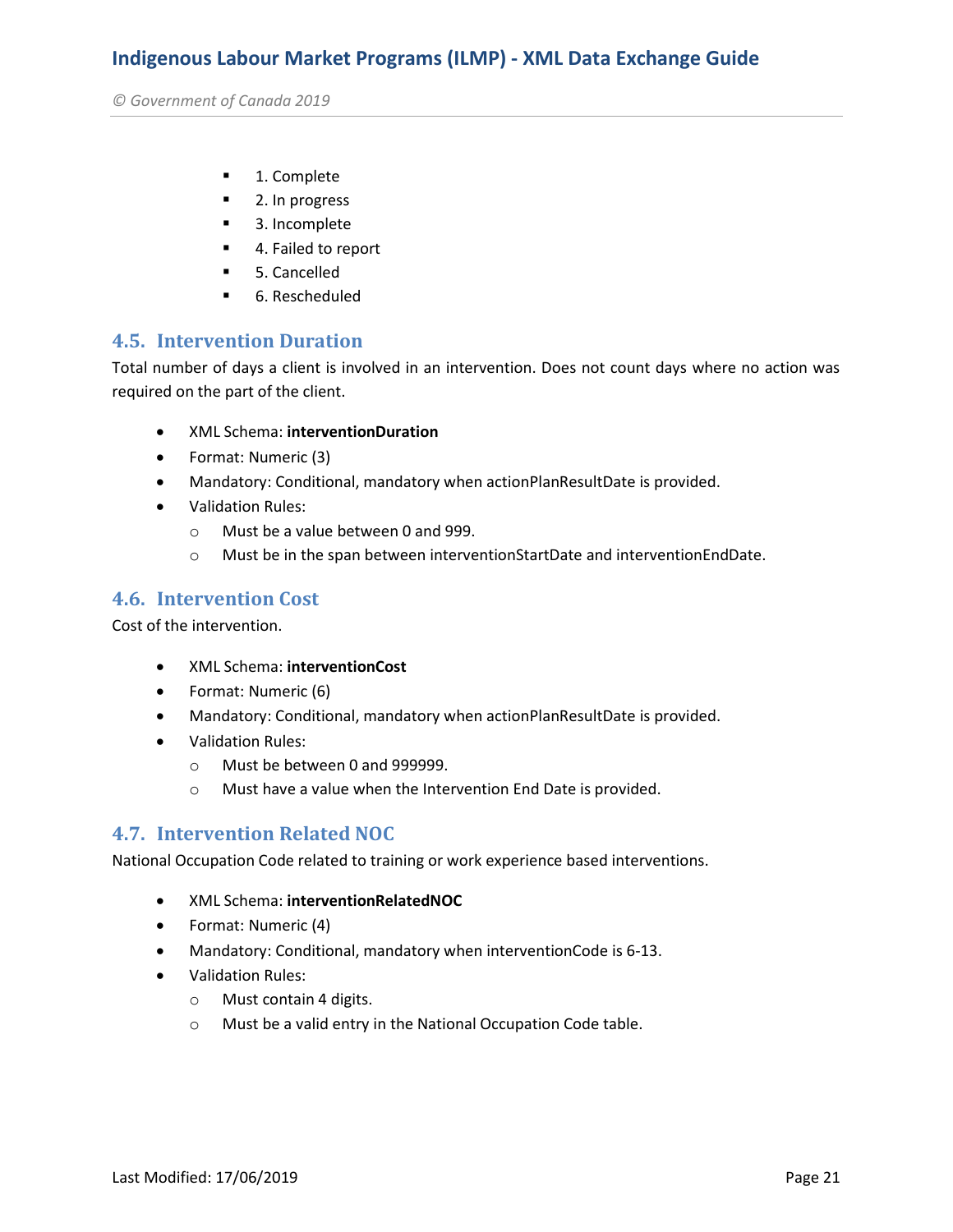- 1. Complete
- 2. In progress
- 3. Incomplete
- 4. Failed to report
- 5. Cancelled
- 6. Rescheduled

## 4.5. Intervention Duration

Total number of days a client is involved in an intervention. Does not count days where no action was required on the part of the client.

- XML Schema: **interventionDuration**
- Format: Numeric (3)
- Mandatory: Conditional, mandatory when actionPlanResultDate is provided.
- Validation Rules:
  - Must be a value between 0 and 999.
  - Must be in the span between interventionStartDate and interventionEndDate.

## 4.6. Intervention Cost

Cost of the intervention.

- XML Schema: **interventionCost**
- Format: Numeric (6)
- Mandatory: Conditional, mandatory when actionPlanResultDate is provided.
- Validation Rules:
  - Must be between 0 and 999999.
  - Must have a value when the Intervention End Date is provided.

## 4.7. Intervention Related NOC

National Occupation Code related to training or work experience based interventions.

- XML Schema: **interventionRelatedNOC**
- Format: Numeric (4)
- Mandatory: Conditional, mandatory when interventionCode is 6-13.
- Validation Rules:
  - Must contain 4 digits.
  - Must be a valid entry in the National Occupation Code table.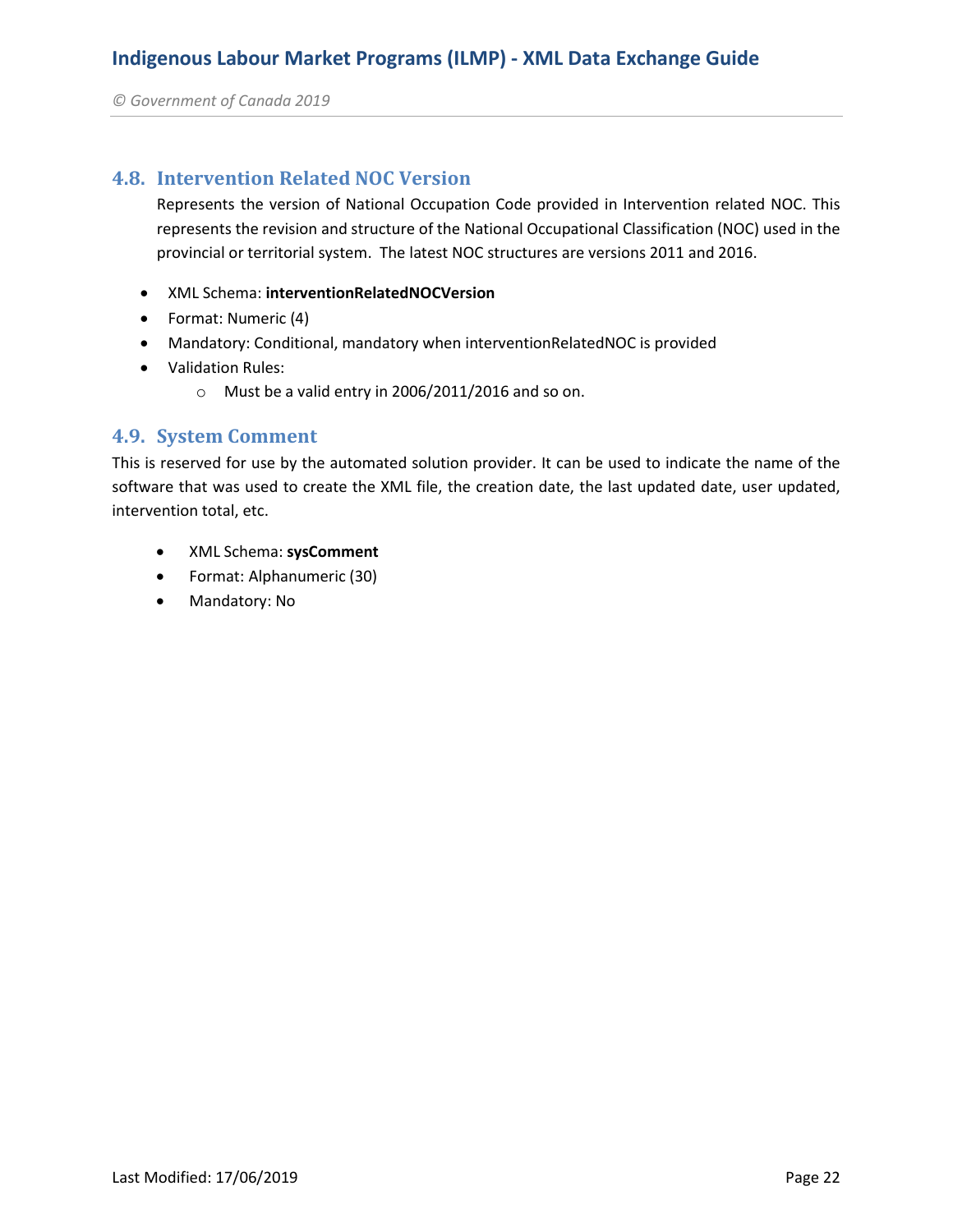## 4.8. Intervention Related NOC Version

Represents the version of National Occupation Code provided in Intervention related NOC. This represents the revision and structure of the National Occupational Classification (NOC) used in the provincial or territorial system. The latest NOC structures are versions 2011 and 2016.

- XML Schema: **interventionRelatedNOCVersion**
- Format: Numeric (4)
- Mandatory: Conditional, mandatory when interventionRelatedNOC is provided
- Validation Rules:
  - Must be a valid entry in 2006/2011/2016 and so on.

## 4.9. System Comment

This is reserved for use by the automated solution provider. It can be used to indicate the name of the software that was used to create the XML file, the creation date, the last updated date, user updated, intervention total, etc.

- XML Schema: **sysComment**
- Format: Alphanumeric (30)
- Mandatory: No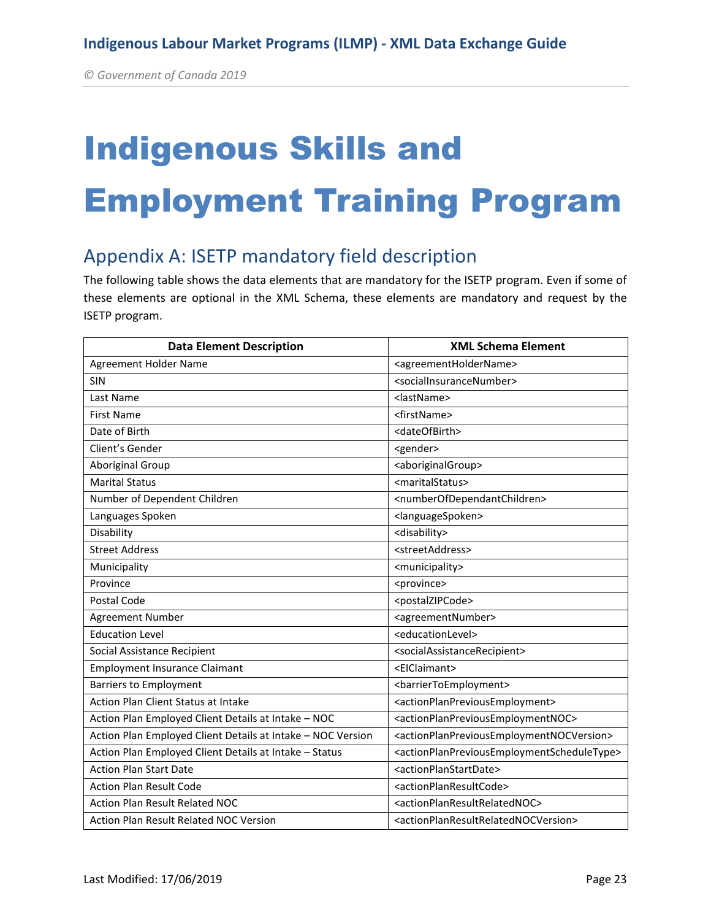# Indigenous Skills and Employment Training Program

## Appendix A: ISETP mandatory field description

The following table shows the data elements that are mandatory for the ISETP program. Even if some of these elements are optional in the XML Schema, these elements are mandatory and request by the ISETP program.

| Data Element Description | XML Schema Element |
|---|---|
| Agreement Holder Name | <agreementHolderName> |
| SIN | <socialInsuranceNumber> |
| Last Name | <lastName> |
| First Name | <firstName> |
| Date of Birth | <dateOfBirth> |
| Client's Gender | <gender> |
| Aboriginal Group | <aboriginalGroup> |
| Marital Status | <maritalStatus> |
| Number of Dependent Children | <numberOfDependantChildren> |
| Languages Spoken | <languageSpoken> |
| Disability | <disability> |
| Street Address | <streetAddress> |
| Municipality | <municipality> |
| Province | <province> |
| Postal Code | <postalZIPCode> |
| Agreement Number | <agreementNumber> |
| Education Level | <educationLevel> |
| Social Assistance Recipient | <socialAssistanceRecipient> |
| Employment Insurance Claimant | <EIClaimant> |
| Barriers to Employment | <barrierToEmployment> |
| Action Plan Client Status at Intake | <actionPlanPreviousEmployment> |
| Action Plan Employed Client Details at Intake – NOC | <actionPlanPreviousEmploymentNOC> |
| Action Plan Employed Client Details at Intake – NOC Version | <actionPlanPreviousEmploymentNOCVersion> |
| Action Plan Employed Client Details at Intake – Status | <actionPlanPreviousEmploymentScheduleType> |
| Action Plan Start Date | <actionPlanStartDate> |
| Action Plan Result Code | <actionPlanResultCode> |
| Action Plan Result Related NOC | <actionPlanResultRelatedNOC> |
| Action Plan Result Related NOC Version | <actionPlanResultRelatedNOCVersion> |

Last Modified: 17/06/2019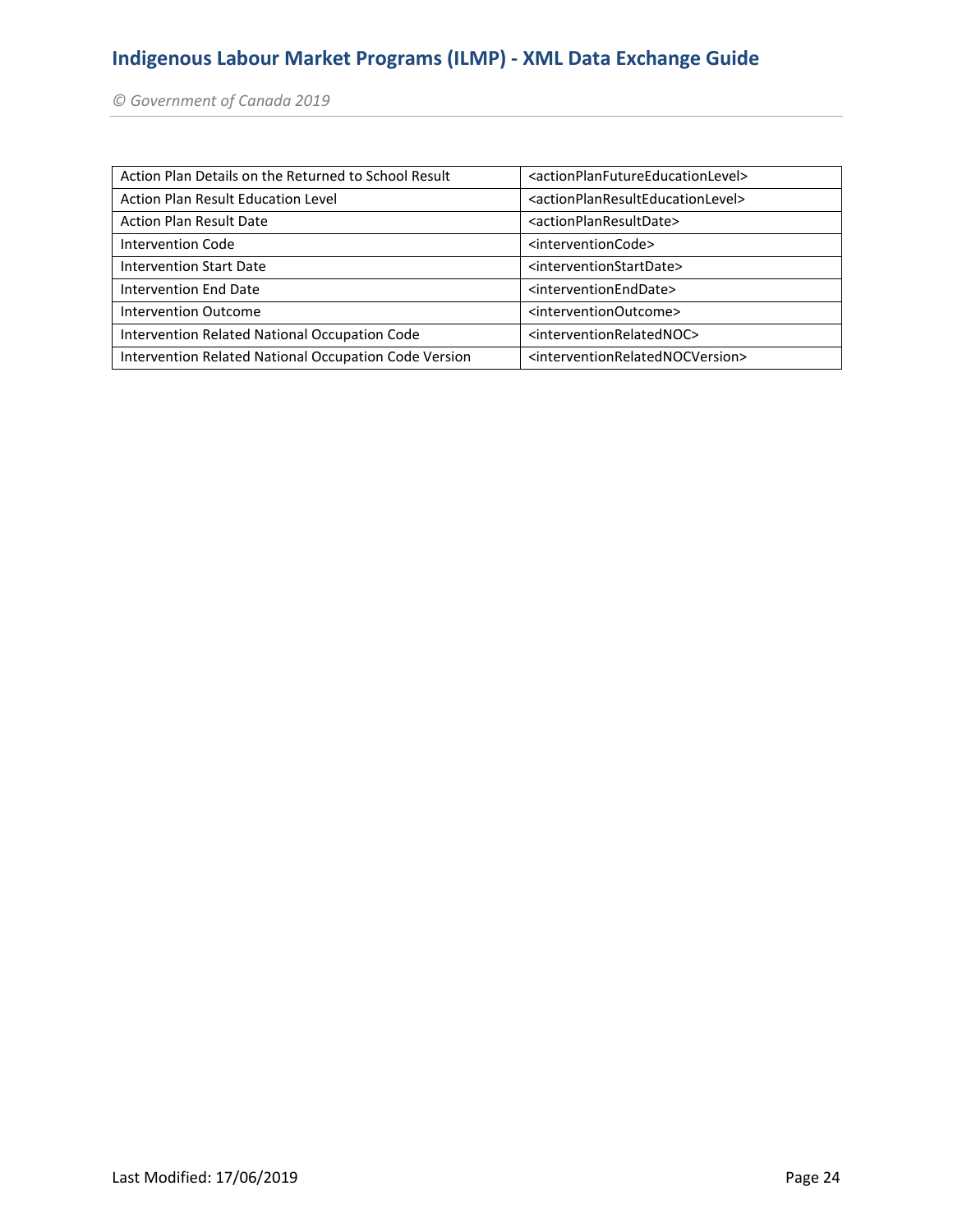| | |
|---|---|
| Action Plan Details on the Returned to School Result | <actionPlanFutureEducationLevel> |
| Action Plan Result Education Level | <actionPlanResultEducationLevel> |
| Action Plan Result Date | <actionPlanResultDate> |
| Intervention Code | <interventionCode> |
| Intervention Start Date | <interventionStartDate> |
| Intervention End Date | <interventionEndDate> |
| Intervention Outcome | <interventionOutcome> |
| Intervention Related National Occupation Code | <interventionRelatedNOC> |
| Intervention Related National Occupation Code Version | <interventionRelatedNOCVersion> |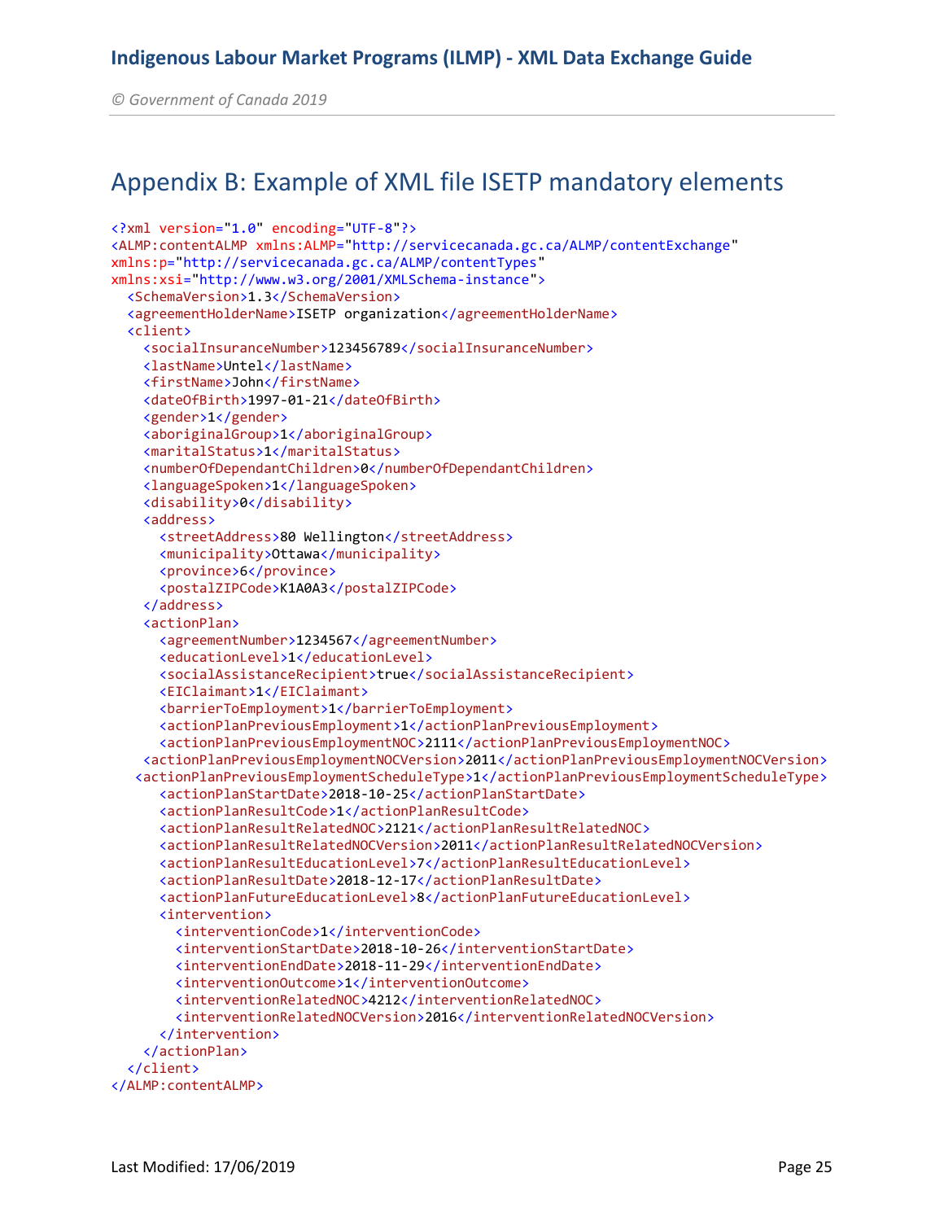## Appendix B: Example of XML file ISETP mandatory elements

```xml
<?xml version="1.0" encoding="UTF-8"?>
<ALMP:contentALMP xmlns:ALMP="http://servicecanada.gc.ca/ALMP/contentExchange"
xmlns:p="http://servicecanada.gc.ca/ALMP/contentTypes"
xmlns:xsi="http://www.w3.org/2001/XMLSchema-instance">
  <SchemaVersion>1.3</SchemaVersion>
  <agreementHolderName>ISETP organization</agreementHolderName>
  <client>
    <socialInsuranceNumber>123456789</socialInsuranceNumber>
    <lastName>Untel</lastName>
    <firstName>John</firstName>
    <dateOfBirth>1997-01-21</dateOfBirth>
    <gender>1</gender>
    <aboriginalGroup>1</aboriginalGroup>
    <maritalStatus>1</maritalStatus>
    <numberOfDependantChildren>0</numberOfDependantChildren>
    <languageSpoken>1</languageSpoken>
    <disability>0</disability>
    <address>
      <streetAddress>80 Wellington</streetAddress>
      <municipality>Ottawa</municipality>
      <province>6</province>
      <postalZIPCode>K1A0A3</postalZIPCode>
    </address>
    <actionPlan>
      <agreementNumber>1234567</agreementNumber>
      <educationLevel>1</educationLevel>
      <socialAssistanceRecipient>true</socialAssistanceRecipient>
      <EIClaimant>1</EIClaimant>
      <barrierToEmployment>1</barrierToEmployment>
      <actionPlanPreviousEmployment>1</actionPlanPreviousEmployment>
      <actionPlanPreviousEmploymentNOC>2111</actionPlanPreviousEmploymentNOC>
    <actionPlanPreviousEmploymentNOCVersion>2011</actionPlanPreviousEmploymentNOCVersion>
   <actionPlanPreviousEmploymentScheduleType>1</actionPlanPreviousEmploymentScheduleType>
      <actionPlanStartDate>2018-10-25</actionPlanStartDate>
      <actionPlanResultCode>1</actionPlanResultCode>
      <actionPlanResultRelatedNOC>2121</actionPlanResultRelatedNOC>
      <actionPlanResultRelatedNOCVersion>2011</actionPlanResultRelatedNOCVersion>
      <actionPlanResultEducationLevel>7</actionPlanResultEducationLevel>
      <actionPlanResultDate>2018-12-17</actionPlanResultDate>
      <actionPlanFutureEducationLevel>8</actionPlanFutureEducationLevel>
      <intervention>
        <interventionCode>1</interventionCode>
        <interventionStartDate>2018-10-26</interventionStartDate>
        <interventionEndDate>2018-11-29</interventionEndDate>
        <interventionOutcome>1</interventionOutcome>
        <interventionRelatedNOC>4212</interventionRelatedNOC>
        <interventionRelatedNOCVersion>2016</interventionRelatedNOCVersion>
      </intervention>
    </actionPlan>
  </client>
</ALMP:contentALMP>
```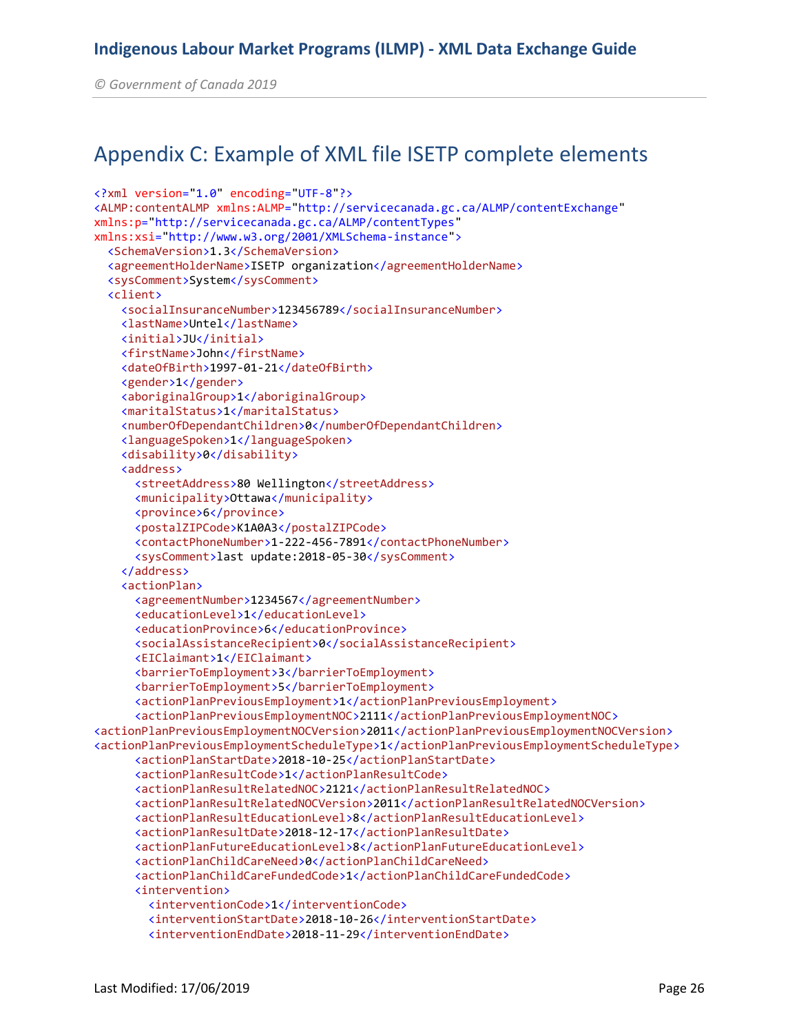# Appendix C: Example of XML file ISETP complete elements

```
<?xml version="1.0" encoding="UTF-8"?>
<ALMP:contentALMP xmlns:ALMP="http://servicecanada.gc.ca/ALMP/contentExchange"
xmlns:p="http://servicecanada.gc.ca/ALMP/contentTypes"
xmlns:xsi="http://www.w3.org/2001/XMLSchema-instance">
  <SchemaVersion>1.3</SchemaVersion>
  <agreementHolderName>ISETP organization</agreementHolderName>
  <sysComment>System</sysComment>
  <client>
    <socialInsuranceNumber>123456789</socialInsuranceNumber>
    <lastName>Untel</lastName>
    <initial>JU</initial>
    <firstName>John</firstName>
    <dateOfBirth>1997-01-21</dateOfBirth>
    <gender>1</gender>
    <aboriginalGroup>1</aboriginalGroup>
    <maritalStatus>1</maritalStatus>
    <numberOfDependantChildren>0</numberOfDependantChildren>
    <languageSpoken>1</languageSpoken>
    <disability>0</disability>
    <address>
      <streetAddress>80 Wellington</streetAddress>
      <municipality>Ottawa</municipality>
      <province>6</province>
      <postalZIPCode>K1A0A3</postalZIPCode>
      <contactPhoneNumber>1-222-456-7891</contactPhoneNumber>
      <sysComment>last update:2018-05-30</sysComment>
    </address>
    <actionPlan>
      <agreementNumber>1234567</agreementNumber>
      <educationLevel>1</educationLevel>
      <educationProvince>6</educationProvince>
      <socialAssistanceRecipient>0</socialAssistanceRecipient>
      <EIClaimant>1</EIClaimant>
      <barrierToEmployment>3</barrierToEmployment>
      <barrierToEmployment>5</barrierToEmployment>
      <actionPlanPreviousEmployment>1</actionPlanPreviousEmployment>
      <actionPlanPreviousEmploymentNOC>2111</actionPlanPreviousEmploymentNOC>
<actionPlanPreviousEmploymentNOCVersion>2011</actionPlanPreviousEmploymentNOCVersion>
<actionPlanPreviousEmploymentScheduleType>1</actionPlanPreviousEmploymentScheduleType>
      <actionPlanStartDate>2018-10-25</actionPlanStartDate>
      <actionPlanResultCode>1</actionPlanResultCode>
      <actionPlanResultRelatedNOC>2121</actionPlanResultRelatedNOC>
      <actionPlanResultRelatedNOCVersion>2011</actionPlanResultRelatedNOCVersion>
      <actionPlanResultEducationLevel>8</actionPlanResultEducationLevel>
      <actionPlanResultDate>2018-12-17</actionPlanResultDate>
      <actionPlanFutureEducationLevel>8</actionPlanFutureEducationLevel>
      <actionPlanChildCareNeed>0</actionPlanChildCareNeed>
      <actionPlanChildCareFundedCode>1</actionPlanChildCareFundedCode>
      <intervention>
        <interventionCode>1</interventionCode>
        <interventionStartDate>2018-10-26</interventionStartDate>
        <interventionEndDate>2018-11-29</interventionEndDate>
```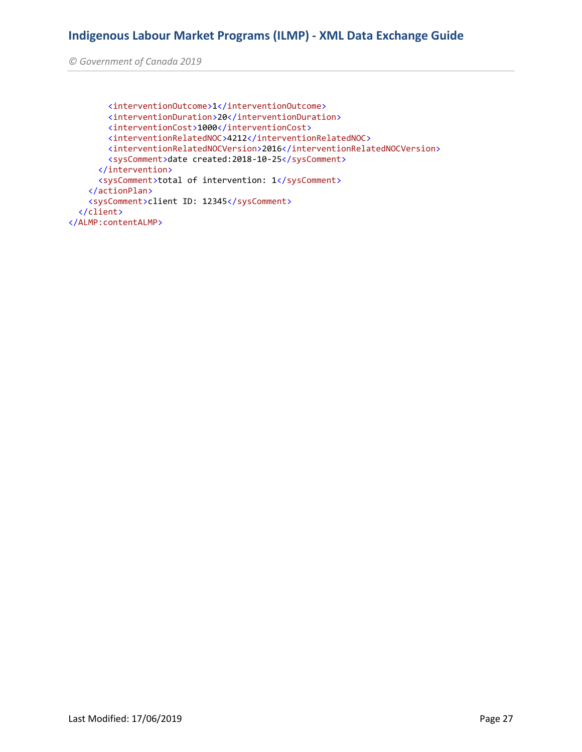```
        <interventionOutcome>1</interventionOutcome>
        <interventionDuration>20</interventionDuration>
        <interventionCost>1000</interventionCost>
        <interventionRelatedNOC>4212</interventionRelatedNOC>
        <interventionRelatedNOCVersion>2016</interventionRelatedNOCVersion>
        <sysComment>date created:2018-10-25</sysComment>
      </intervention>
      <sysComment>total of intervention: 1</sysComment>
    </actionPlan>
    <sysComment>client ID: 12345</sysComment>
  </client>
</ALMP:contentALMP>
```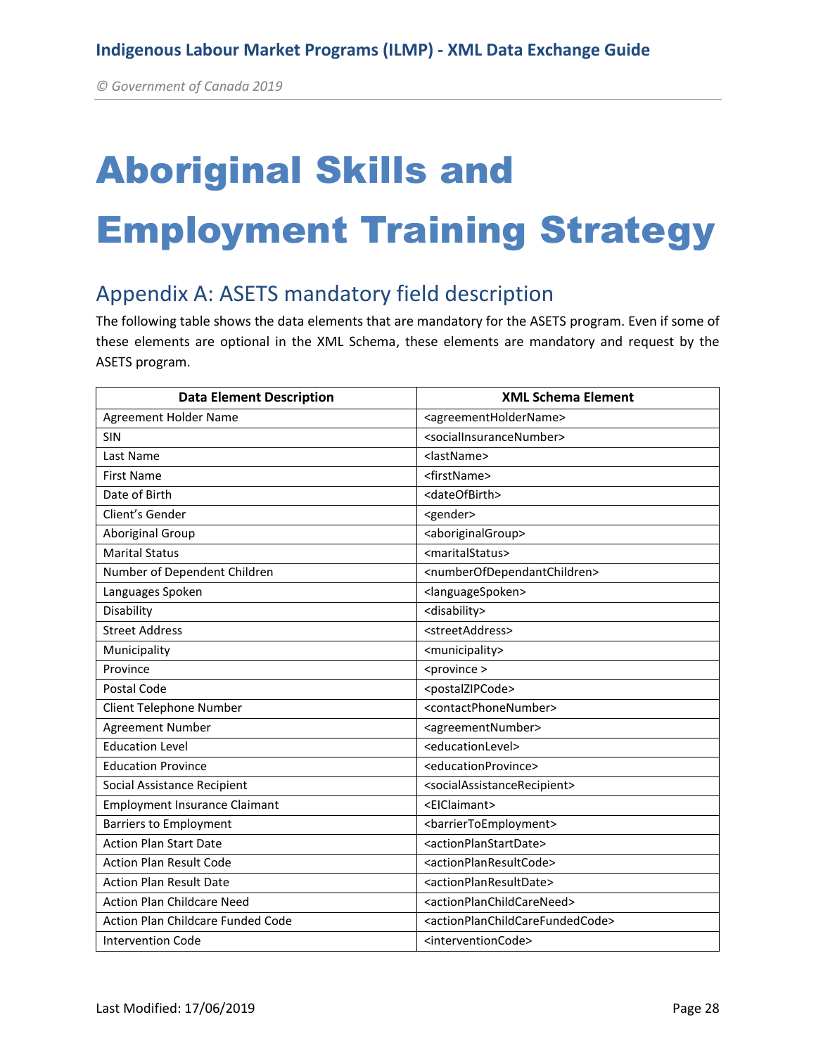# Aboriginal Skills and Employment Training Strategy

## Appendix A: ASETS mandatory field description

The following table shows the data elements that are mandatory for the ASETS program. Even if some of these elements are optional in the XML Schema, these elements are mandatory and request by the ASETS program.

| Data Element Description | XML Schema Element |
|---|---|
| Agreement Holder Name | <agreementHolderName> |
| SIN | <socialInsuranceNumber> |
| Last Name | <lastName> |
| First Name | <firstName> |
| Date of Birth | <dateOfBirth> |
| Client's Gender | <gender> |
| Aboriginal Group | <aboriginalGroup> |
| Marital Status | <maritalStatus> |
| Number of Dependent Children | <numberOfDependantChildren> |
| Languages Spoken | <languageSpoken> |
| Disability | <disability> |
| Street Address | <streetAddress> |
| Municipality | <municipality> |
| Province | <province > |
| Postal Code | <postalZIPCode> |
| Client Telephone Number | <contactPhoneNumber> |
| Agreement Number | <agreementNumber> |
| Education Level | <educationLevel> |
| Education Province | <educationProvince> |
| Social Assistance Recipient | <socialAssistanceRecipient> |
| Employment Insurance Claimant | <EIClaimant> |
| Barriers to Employment | <barrierToEmployment> |
| Action Plan Start Date | <actionPlanStartDate> |
| Action Plan Result Code | <actionPlanResultCode> |
| Action Plan Result Date | <actionPlanResultDate> |
| Action Plan Childcare Need | <actionPlanChildCareNeed> |
| Action Plan Childcare Funded Code | <actionPlanChildCareFundedCode> |
| Intervention Code | <interventionCode> |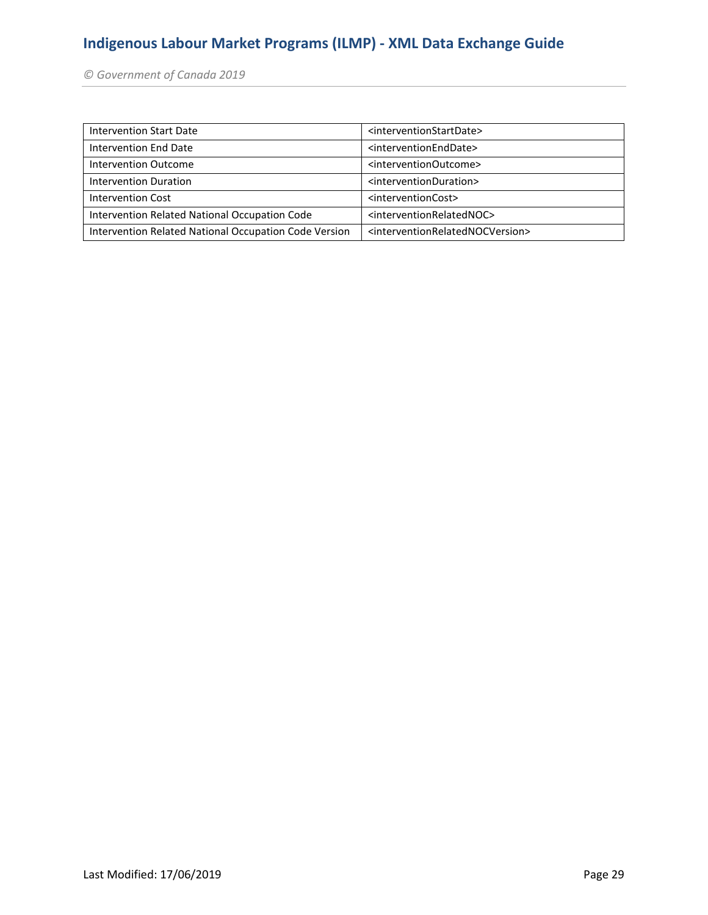| Intervention Start Date | <interventionStartDate> |
|---|---|
| Intervention End Date | <interventionEndDate> |
| Intervention Outcome | <interventionOutcome> |
| Intervention Duration | <interventionDuration> |
| Intervention Cost | <interventionCost> |
| Intervention Related National Occupation Code | <interventionRelatedNOC> |
| Intervention Related National Occupation Code Version | <interventionRelatedNOCVersion> |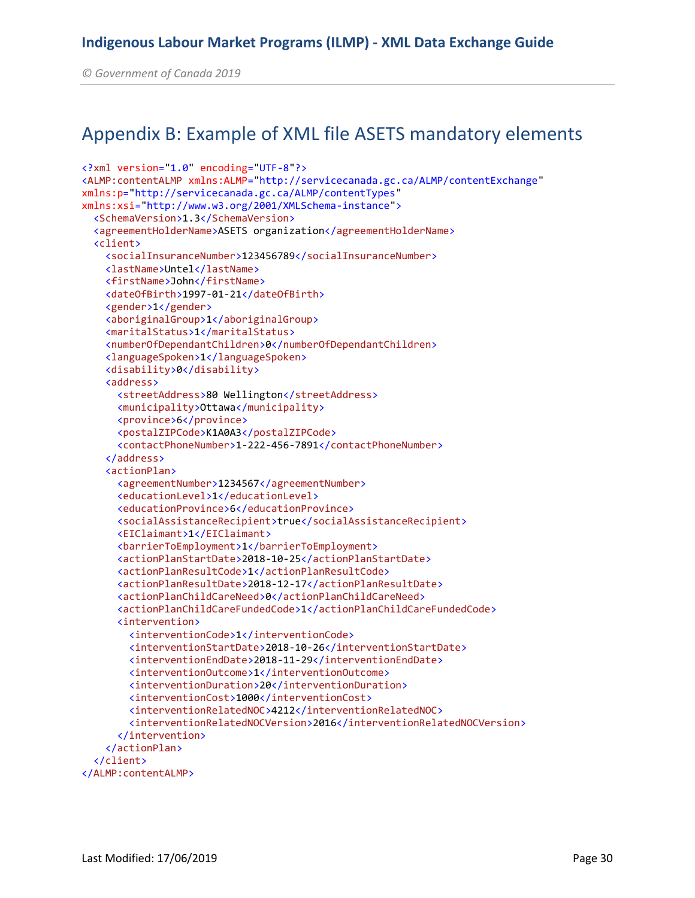# Appendix B: Example of XML file ASETS mandatory elements

```xml
<?xml version="1.0" encoding="UTF-8"?>
<ALMP:contentALMP xmlns:ALMP="http://servicecanada.gc.ca/ALMP/contentExchange"
xmlns:p="http://servicecanada.gc.ca/ALMP/contentTypes"
xmlns:xsi="http://www.w3.org/2001/XMLSchema-instance">
  <SchemaVersion>1.3</SchemaVersion>
  <agreementHolderName>ASETS organization</agreementHolderName>
  <client>
    <socialInsuranceNumber>123456789</socialInsuranceNumber>
    <lastName>Untel</lastName>
    <firstName>John</firstName>
    <dateOfBirth>1997-01-21</dateOfBirth>
    <gender>1</gender>
    <aboriginalGroup>1</aboriginalGroup>
    <maritalStatus>1</maritalStatus>
    <numberOfDependantChildren>0</numberOfDependantChildren>
    <languageSpoken>1</languageSpoken>
    <disability>0</disability>
    <address>
      <streetAddress>80 Wellington</streetAddress>
      <municipality>Ottawa</municipality>
      <province>6</province>
      <postalZIPCode>K1A0A3</postalZIPCode>
      <contactPhoneNumber>1-222-456-7891</contactPhoneNumber>
    </address>
    <actionPlan>
      <agreementNumber>1234567</agreementNumber>
      <educationLevel>1</educationLevel>
      <educationProvince>6</educationProvince>
      <socialAssistanceRecipient>true</socialAssistanceRecipient>
      <EIClaimant>1</EIClaimant>
      <barrierToEmployment>1</barrierToEmployment>
      <actionPlanStartDate>2018-10-25</actionPlanStartDate>
      <actionPlanResultCode>1</actionPlanResultCode>
      <actionPlanResultDate>2018-12-17</actionPlanResultDate>
      <actionPlanChildCareNeed>0</actionPlanChildCareNeed>
      <actionPlanChildCareFundedCode>1</actionPlanChildCareFundedCode>
      <intervention>
        <interventionCode>1</interventionCode>
        <interventionStartDate>2018-10-26</interventionStartDate>
        <interventionEndDate>2018-11-29</interventionEndDate>
        <interventionOutcome>1</interventionOutcome>
        <interventionDuration>20</interventionDuration>
        <interventionCost>1000</interventionCost>
        <interventionRelatedNOC>4212</interventionRelatedNOC>
        <interventionRelatedNOCVersion>2016</interventionRelatedNOCVersion>
      </intervention>
    </actionPlan>
  </client>
</ALMP:contentALMP>
```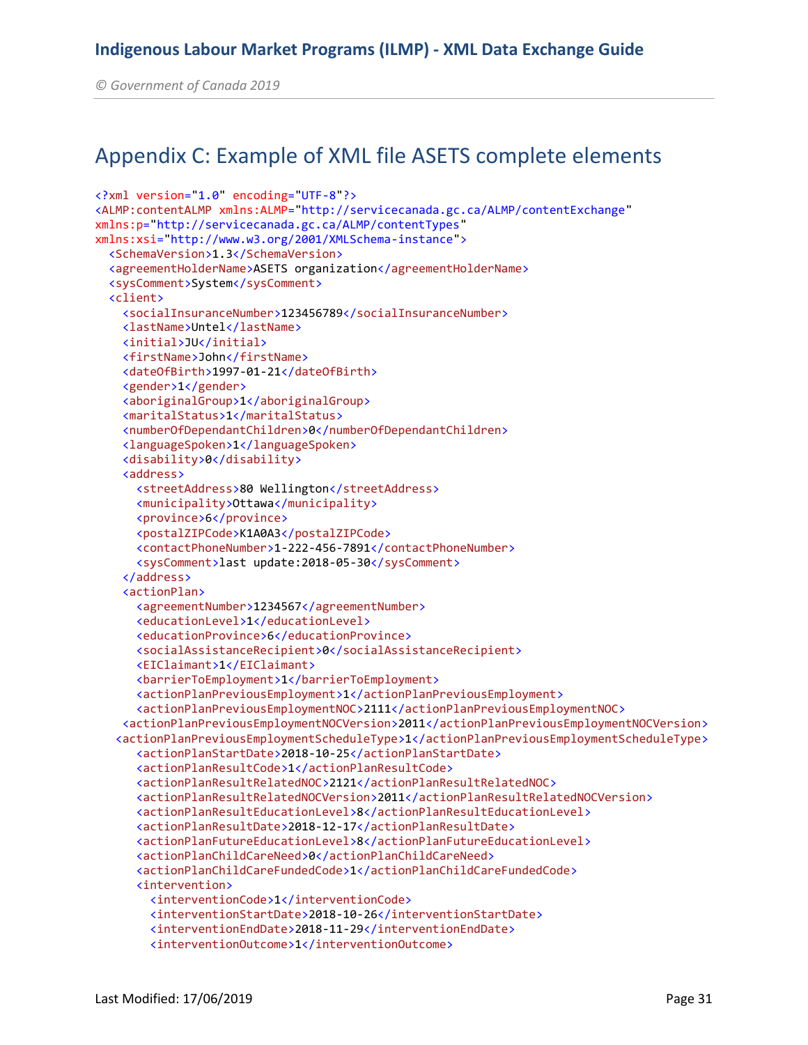## Appendix C: Example of XML file ASETS complete elements

```xml
<?xml version="1.0" encoding="UTF-8"?>
<ALMP:contentALMP xmlns:ALMP="http://servicecanada.gc.ca/ALMP/contentExchange"
xmlns:p="http://servicecanada.gc.ca/ALMP/contentTypes"
xmlns:xsi="http://www.w3.org/2001/XMLSchema-instance">
  <SchemaVersion>1.3</SchemaVersion>
  <agreementHolderName>ASETS organization</agreementHolderName>
  <sysComment>System</sysComment>
  <client>
    <socialInsuranceNumber>123456789</socialInsuranceNumber>
    <lastName>Untel</lastName>
    <initial>JU</initial>
    <firstName>John</firstName>
    <dateOfBirth>1997-01-21</dateOfBirth>
    <gender>1</gender>
    <aboriginalGroup>1</aboriginalGroup>
    <maritalStatus>1</maritalStatus>
    <numberOfDependantChildren>0</numberOfDependantChildren>
    <languageSpoken>1</languageSpoken>
    <disability>0</disability>
    <address>
      <streetAddress>80 Wellington</streetAddress>
      <municipality>Ottawa</municipality>
      <province>6</province>
      <postalZIPCode>K1A0A3</postalZIPCode>
      <contactPhoneNumber>1-222-456-7891</contactPhoneNumber>
      <sysComment>last update:2018-05-30</sysComment>
    </address>
    <actionPlan>
      <agreementNumber>1234567</agreementNumber>
      <educationLevel>1</educationLevel>
      <educationProvince>6</educationProvince>
      <socialAssistanceRecipient>0</socialAssistanceRecipient>
      <EIClaimant>1</EIClaimant>
      <barrierToEmployment>1</barrierToEmployment>
      <actionPlanPreviousEmployment>1</actionPlanPreviousEmployment>
      <actionPlanPreviousEmploymentNOC>2111</actionPlanPreviousEmploymentNOC>
    <actionPlanPreviousEmploymentNOCVersion>2011</actionPlanPreviousEmploymentNOCVersion>
   <actionPlanPreviousEmploymentScheduleType>1</actionPlanPreviousEmploymentScheduleType>
      <actionPlanStartDate>2018-10-25</actionPlanStartDate>
      <actionPlanResultCode>1</actionPlanResultCode>
      <actionPlanResultRelatedNOC>2121</actionPlanResultRelatedNOC>
      <actionPlanResultRelatedNOCVersion>2011</actionPlanResultRelatedNOCVersion>
      <actionPlanResultEducationLevel>8</actionPlanResultEducationLevel>
      <actionPlanResultDate>2018-12-17</actionPlanResultDate>
      <actionPlanFutureEducationLevel>8</actionPlanFutureEducationLevel>
      <actionPlanChildCareNeed>0</actionPlanChildCareNeed>
      <actionPlanChildCareFundedCode>1</actionPlanChildCareFundedCode>
      <intervention>
        <interventionCode>1</interventionCode>
        <interventionStartDate>2018-10-26</interventionStartDate>
        <interventionEndDate>2018-11-29</interventionEndDate>
        <interventionOutcome>1</interventionOutcome>
```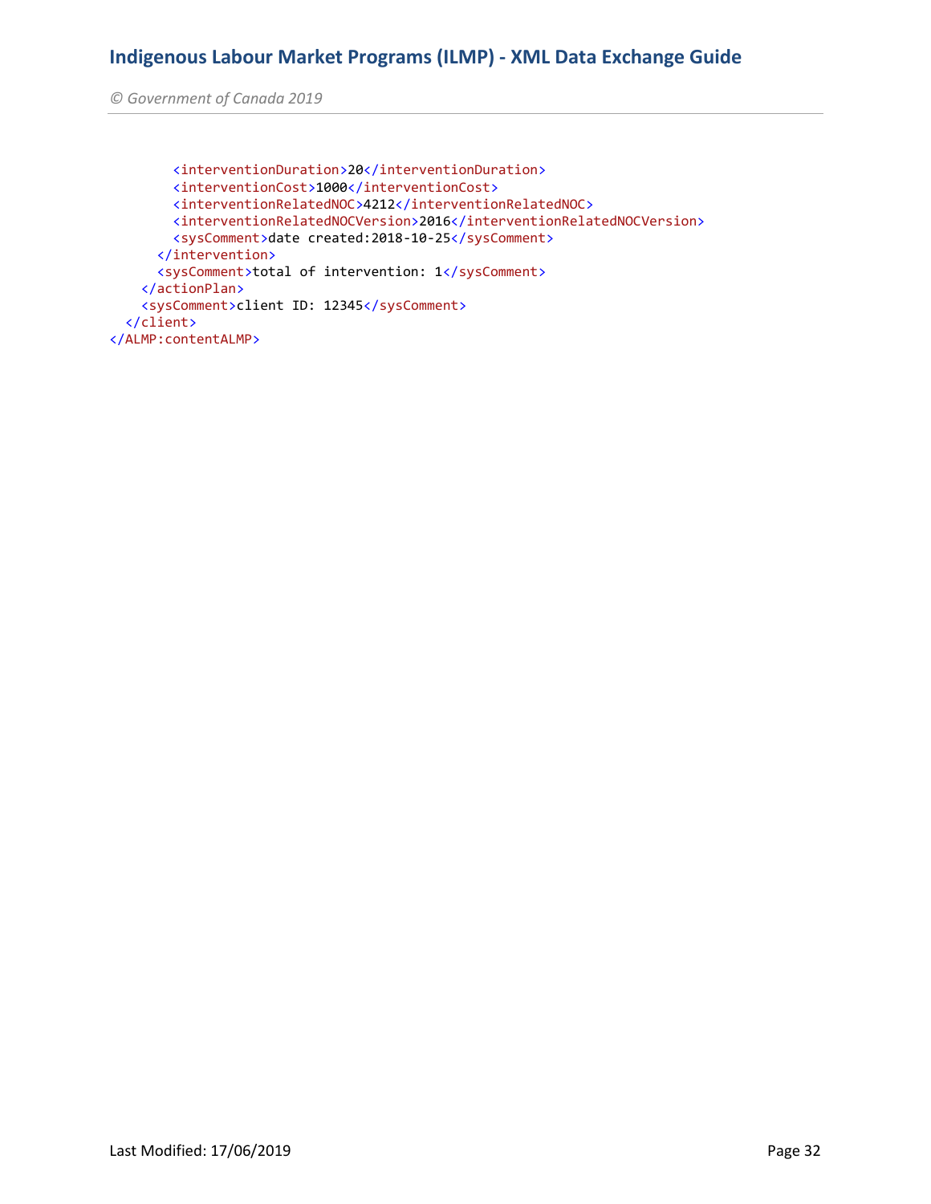```xml
        <interventionDuration>20</interventionDuration>
        <interventionCost>1000</interventionCost>
        <interventionRelatedNOC>4212</interventionRelatedNOC>
        <interventionRelatedNOCVersion>2016</interventionRelatedNOCVersion>
        <sysComment>date created:2018-10-25</sysComment>
      </intervention>
      <sysComment>total of intervention: 1</sysComment>
    </actionPlan>
    <sysComment>client ID: 12345</sysComment>
  </client>
</ALMP:contentALMP>
```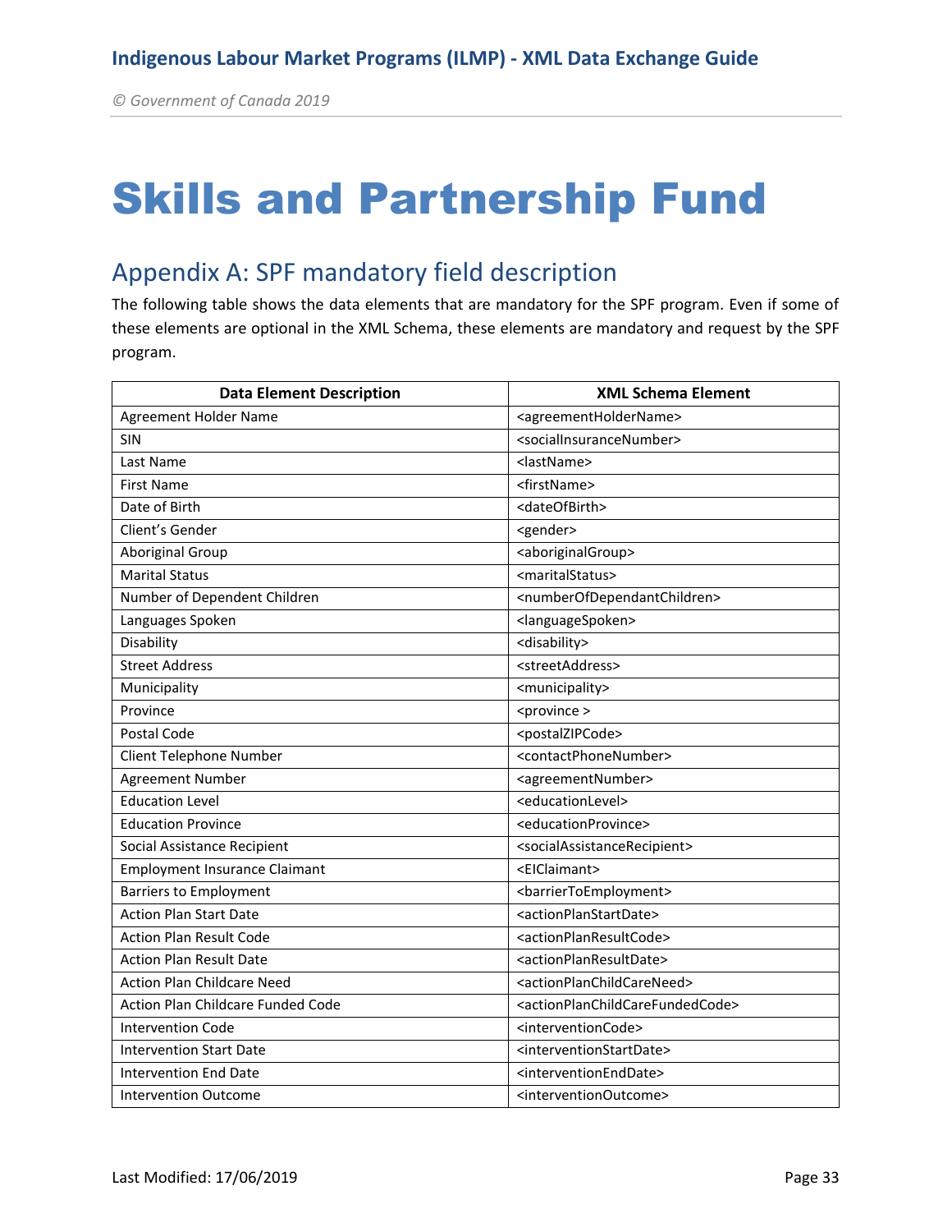# Skills and Partnership Fund

## Appendix A: SPF mandatory field description

The following table shows the data elements that are mandatory for the SPF program. Even if some of these elements are optional in the XML Schema, these elements are mandatory and request by the SPF program.

| Data Element Description | XML Schema Element |
|---|---|
| Agreement Holder Name | <agreementHolderName> |
| SIN | <socialInsuranceNumber> |
| Last Name | <lastName> |
| First Name | <firstName> |
| Date of Birth | <dateOfBirth> |
| Client's Gender | <gender> |
| Aboriginal Group | <aboriginalGroup> |
| Marital Status | <maritalStatus> |
| Number of Dependent Children | <numberOfDependantChildren> |
| Languages Spoken | <languageSpoken> |
| Disability | <disability> |
| Street Address | <streetAddress> |
| Municipality | <municipality> |
| Province | <province > |
| Postal Code | <postalZIPCode> |
| Client Telephone Number | <contactPhoneNumber> |
| Agreement Number | <agreementNumber> |
| Education Level | <educationLevel> |
| Education Province | <educationProvince> |
| Social Assistance Recipient | <socialAssistanceRecipient> |
| Employment Insurance Claimant | <EIClaimant> |
| Barriers to Employment | <barrierToEmployment> |
| Action Plan Start Date | <actionPlanStartDate> |
| Action Plan Result Code | <actionPlanResultCode> |
| Action Plan Result Date | <actionPlanResultDate> |
| Action Plan Childcare Need | <actionPlanChildCareNeed> |
| Action Plan Childcare Funded Code | <actionPlanChildCareFundedCode> |
| Intervention Code | <interventionCode> |
| Intervention Start Date | <interventionStartDate> |
| Intervention End Date | <interventionEndDate> |
| Intervention Outcome | <interventionOutcome> |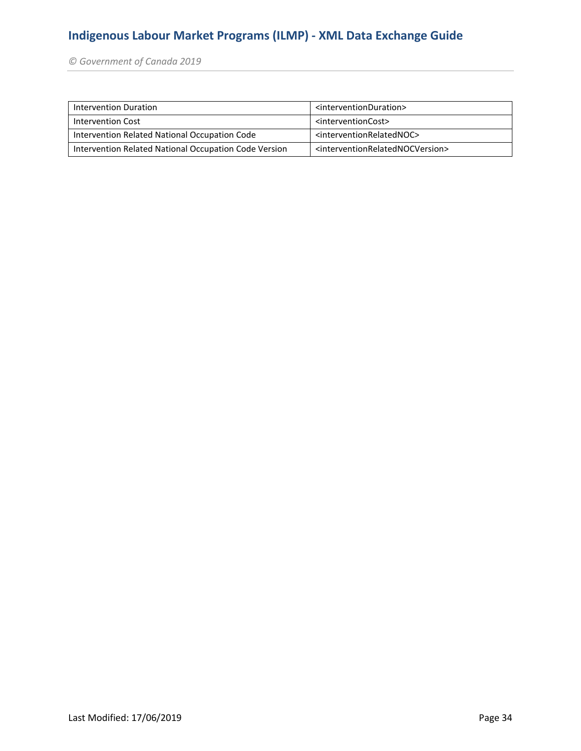| Intervention Duration | <interventionDuration> |
|---|---|
| Intervention Cost | <interventionCost> |
| Intervention Related National Occupation Code | <interventionRelatedNOC> |
| Intervention Related National Occupation Code Version | <interventionRelatedNOCVersion> |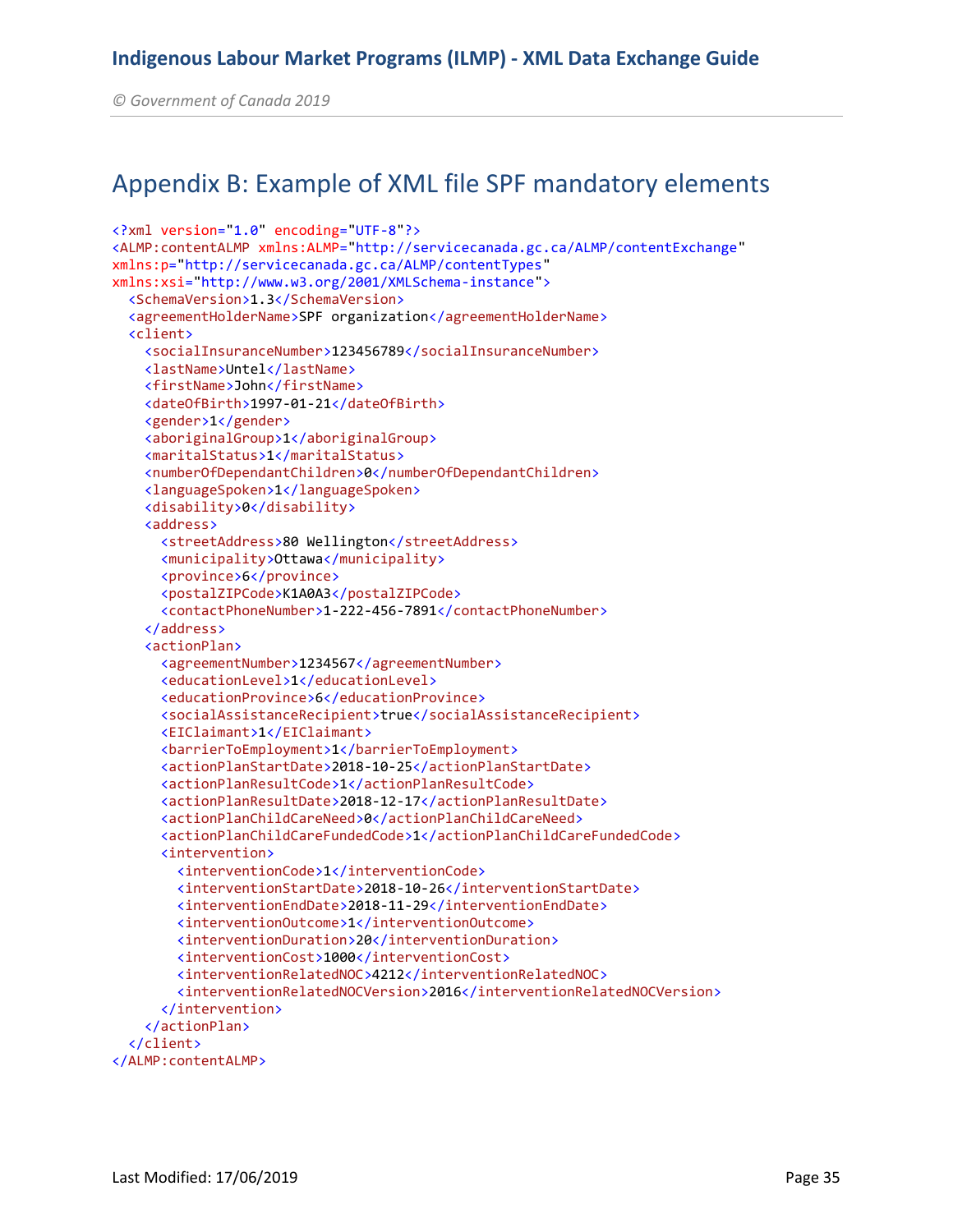# Appendix B: Example of XML file SPF mandatory elements

```xml
<?xml version="1.0" encoding="UTF-8"?>
<ALMP:contentALMP xmlns:ALMP="http://servicecanada.gc.ca/ALMP/contentExchange"
xmlns:p="http://servicecanada.gc.ca/ALMP/contentTypes"
xmlns:xsi="http://www.w3.org/2001/XMLSchema-instance">
  <SchemaVersion>1.3</SchemaVersion>
  <agreementHolderName>SPF organization</agreementHolderName>
  <client>
    <socialInsuranceNumber>123456789</socialInsuranceNumber>
    <lastName>Untel</lastName>
    <firstName>John</firstName>
    <dateOfBirth>1997-01-21</dateOfBirth>
    <gender>1</gender>
    <aboriginalGroup>1</aboriginalGroup>
    <maritalStatus>1</maritalStatus>
    <numberOfDependantChildren>0</numberOfDependantChildren>
    <languageSpoken>1</languageSpoken>
    <disability>0</disability>
    <address>
      <streetAddress>80 Wellington</streetAddress>
      <municipality>Ottawa</municipality>
      <province>6</province>
      <postalZIPCode>K1A0A3</postalZIPCode>
      <contactPhoneNumber>1-222-456-7891</contactPhoneNumber>
    </address>
    <actionPlan>
      <agreementNumber>1234567</agreementNumber>
      <educationLevel>1</educationLevel>
      <educationProvince>6</educationProvince>
      <socialAssistanceRecipient>true</socialAssistanceRecipient>
      <EIClaimant>1</EIClaimant>
      <barrierToEmployment>1</barrierToEmployment>
      <actionPlanStartDate>2018-10-25</actionPlanStartDate>
      <actionPlanResultCode>1</actionPlanResultCode>
      <actionPlanResultDate>2018-12-17</actionPlanResultDate>
      <actionPlanChildCareNeed>0</actionPlanChildCareNeed>
      <actionPlanChildCareFundedCode>1</actionPlanChildCareFundedCode>
      <intervention>
        <interventionCode>1</interventionCode>
        <interventionStartDate>2018-10-26</interventionStartDate>
        <interventionEndDate>2018-11-29</interventionEndDate>
        <interventionOutcome>1</interventionOutcome>
        <interventionDuration>20</interventionDuration>
        <interventionCost>1000</interventionCost>
        <interventionRelatedNOC>4212</interventionRelatedNOC>
        <interventionRelatedNOCVersion>2016</interventionRelatedNOCVersion>
      </intervention>
    </actionPlan>
  </client>
</ALMP:contentALMP>
```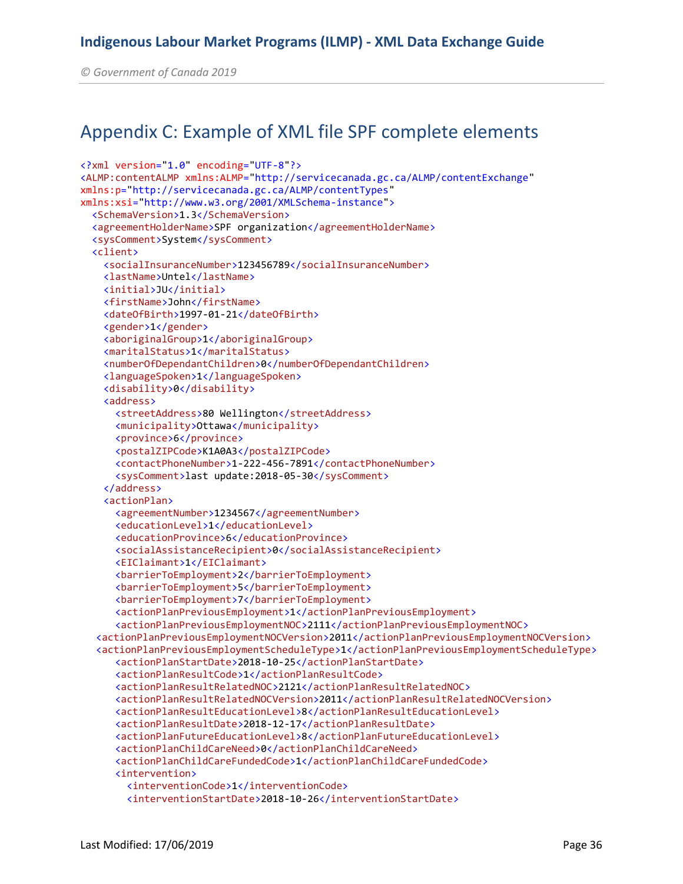## Appendix C: Example of XML file SPF complete elements

```
<?xml version="1.0" encoding="UTF-8"?>
<ALMP:contentALMP xmlns:ALMP="http://servicecanada.gc.ca/ALMP/contentExchange"
xmlns:p="http://servicecanada.gc.ca/ALMP/contentTypes"
xmlns:xsi="http://www.w3.org/2001/XMLSchema-instance">
  <SchemaVersion>1.3</SchemaVersion>
  <agreementHolderName>SPF organization</agreementHolderName>
  <sysComment>System</sysComment>
  <client>
    <socialInsuranceNumber>123456789</socialInsuranceNumber>
    <lastName>Untel</lastName>
    <initial>JU</initial>
    <firstName>John</firstName>
    <dateOfBirth>1997-01-21</dateOfBirth>
    <gender>1</gender>
    <aboriginalGroup>1</aboriginalGroup>
    <maritalStatus>1</maritalStatus>
    <numberOfDependantChildren>0</numberOfDependantChildren>
    <languageSpoken>1</languageSpoken>
    <disability>0</disability>
    <address>
      <streetAddress>80 Wellington</streetAddress>
      <municipality>Ottawa</municipality>
      <province>6</province>
      <postalZIPCode>K1A0A3</postalZIPCode>
      <contactPhoneNumber>1-222-456-7891</contactPhoneNumber>
      <sysComment>last update:2018-05-30</sysComment>
    </address>
    <actionPlan>
      <agreementNumber>1234567</agreementNumber>
      <educationLevel>1</educationLevel>
      <educationProvince>6</educationProvince>
      <socialAssistanceRecipient>0</socialAssistanceRecipient>
      <EIClaimant>1</EIClaimant>
      <barrierToEmployment>2</barrierToEmployment>
      <barrierToEmployment>5</barrierToEmployment>
      <barrierToEmployment>7</barrierToEmployment>
      <actionPlanPreviousEmployment>1</actionPlanPreviousEmployment>
      <actionPlanPreviousEmploymentNOC>2111</actionPlanPreviousEmploymentNOC>
   <actionPlanPreviousEmploymentNOCVersion>2011</actionPlanPreviousEmploymentNOCVersion>
   <actionPlanPreviousEmploymentScheduleType>1</actionPlanPreviousEmploymentScheduleType>
      <actionPlanStartDate>2018-10-25</actionPlanStartDate>
      <actionPlanResultCode>1</actionPlanResultCode>
      <actionPlanResultRelatedNOC>2121</actionPlanResultRelatedNOC>
      <actionPlanResultRelatedNOCVersion>2011</actionPlanResultRelatedNOCVersion>
      <actionPlanResultEducationLevel>8</actionPlanResultEducationLevel>
      <actionPlanResultDate>2018-12-17</actionPlanResultDate>
      <actionPlanFutureEducationLevel>8</actionPlanFutureEducationLevel>
      <actionPlanChildCareNeed>0</actionPlanChildCareNeed>
      <actionPlanChildCareFundedCode>1</actionPlanChildCareFundedCode>
      <intervention>
        <interventionCode>1</interventionCode>
        <interventionStartDate>2018-10-26</interventionStartDate>
```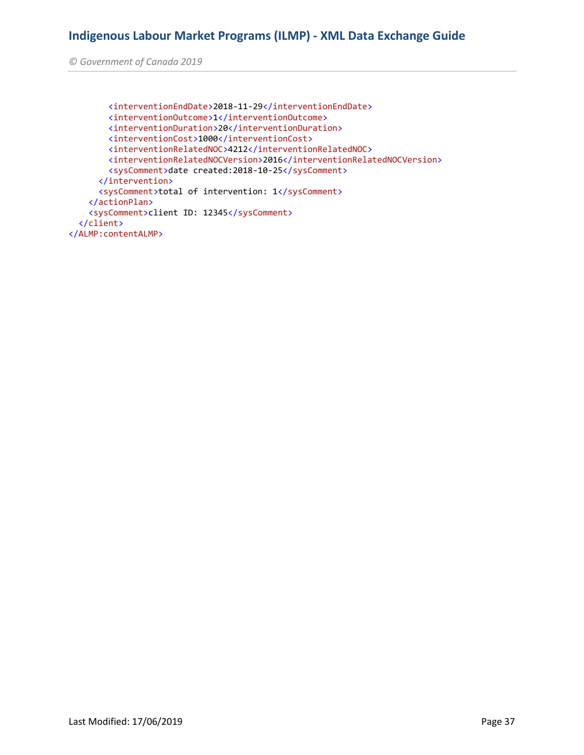```xml
        <interventionEndDate>2018-11-29</interventionEndDate>
        <interventionOutcome>1</interventionOutcome>
        <interventionDuration>20</interventionDuration>
        <interventionCost>1000</interventionCost>
        <interventionRelatedNOC>4212</interventionRelatedNOC>
        <interventionRelatedNOCVersion>2016</interventionRelatedNOCVersion>
        <sysComment>date created:2018-10-25</sysComment>
      </intervention>
      <sysComment>total of intervention: 1</sysComment>
    </actionPlan>
    <sysComment>client ID: 12345</sysComment>
  </client>
</ALMP:contentALMP>
```